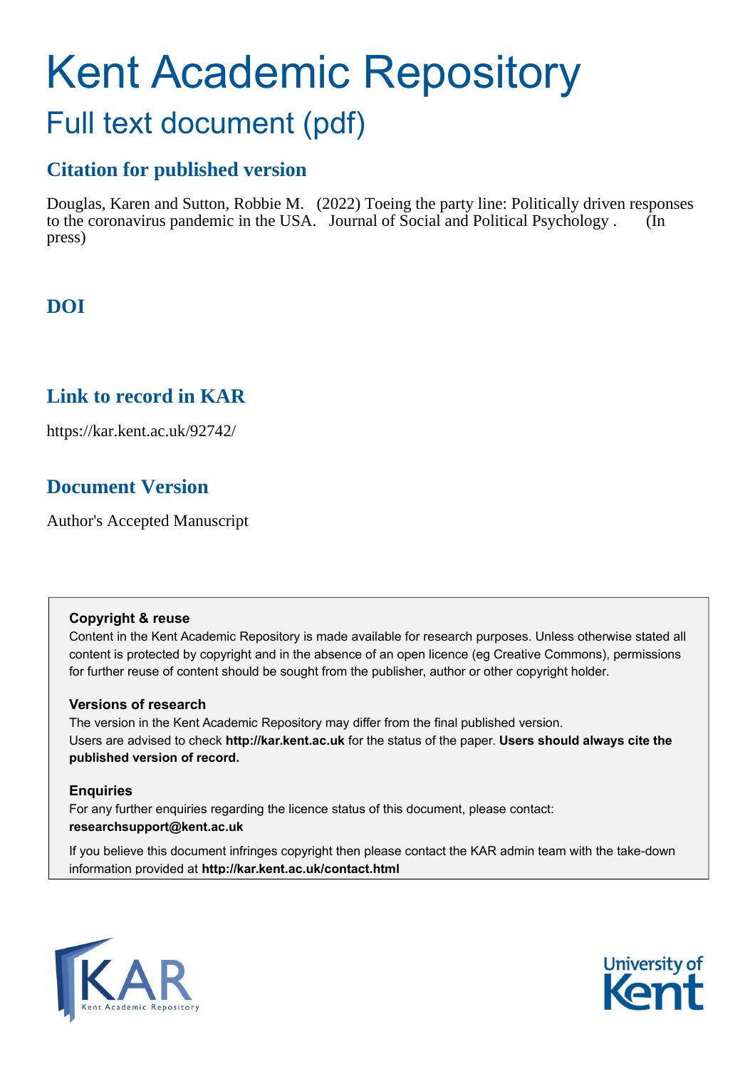# Kent Academic Repository

## Full text document (pdf)

### Citation for published version

Douglas, Karen and Sutton, Robbie M. (2022) Toeing the party line: Politically driven responses to the coronavirus pandemic in the USA. Journal of Social and Political Psychology . (In press)

### DOI

### Link to record in KAR

https://kar.kent.ac.uk/92742/

### Document Version

Author's Accepted Manuscript

**Copyright & reuse**

Content in the Kent Academic Repository is made available for research purposes. Unless otherwise stated all content is protected by copyright and in the absence of an open licence (eg Creative Commons), permissions for further reuse of content should be sought from the publisher, author or other copyright holder.

**Versions of research**

The version in the Kent Academic Repository may differ from the final published version. Users are advised to check **http://kar.kent.ac.uk** for the status of the paper. **Users should always cite the published version of record.**

**Enquiries**

For any further enquiries regarding the licence status of this document, please contact: **researchsupport@kent.ac.uk**

If you believe this document infringes copyright then please contact the KAR admin team with the take-down information provided at **http://kar.kent.ac.uk/contact.html**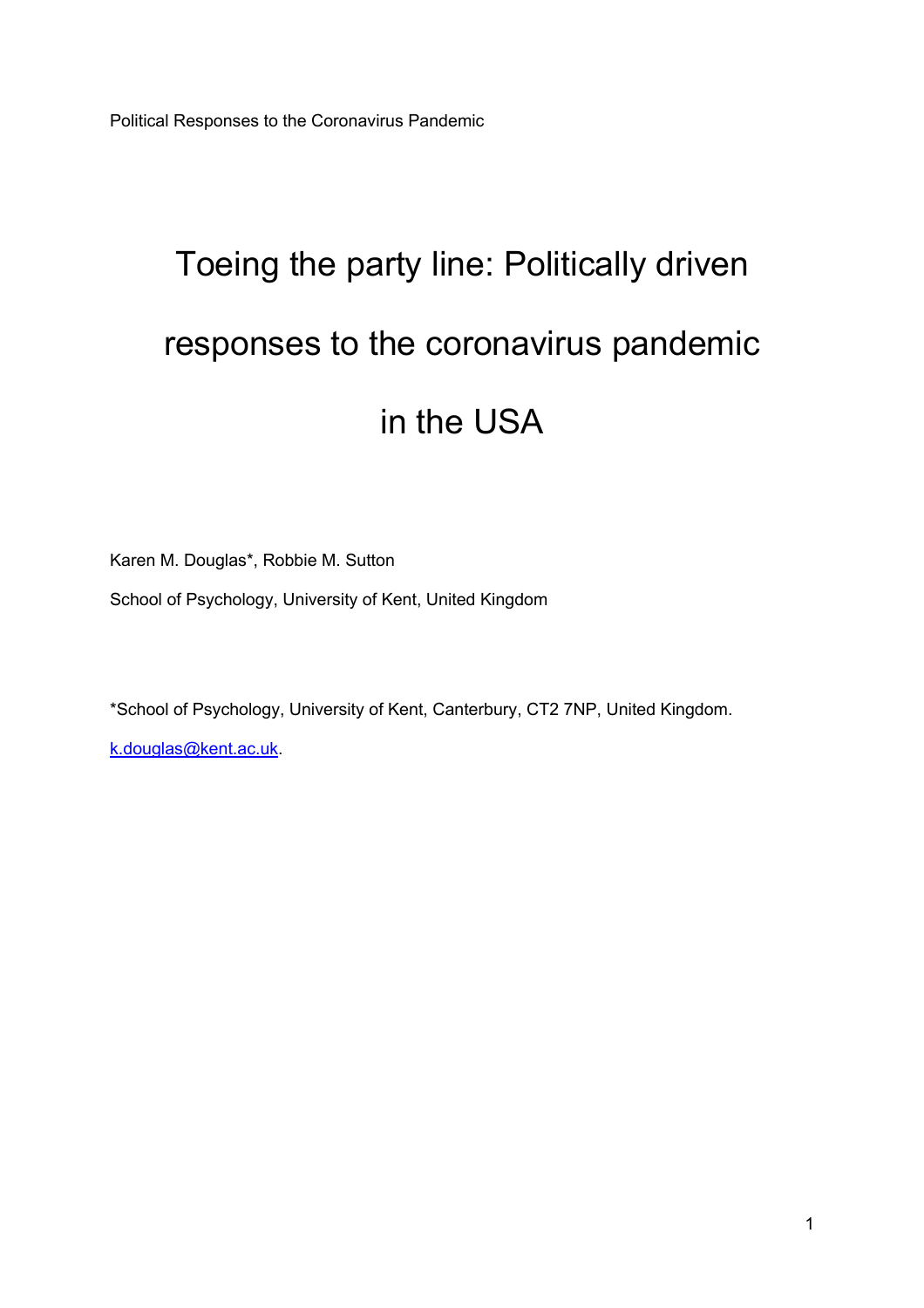# Toeing the party line: Politically driven responses to the coronavirus pandemic in the USA

Karen M. Douglas*, Robbie M. Sutton

School of Psychology, University of Kent, United Kingdom

*School of Psychology, University of Kent, Canterbury, CT2 7NP, United Kingdom. k.douglas@kent.ac.uk.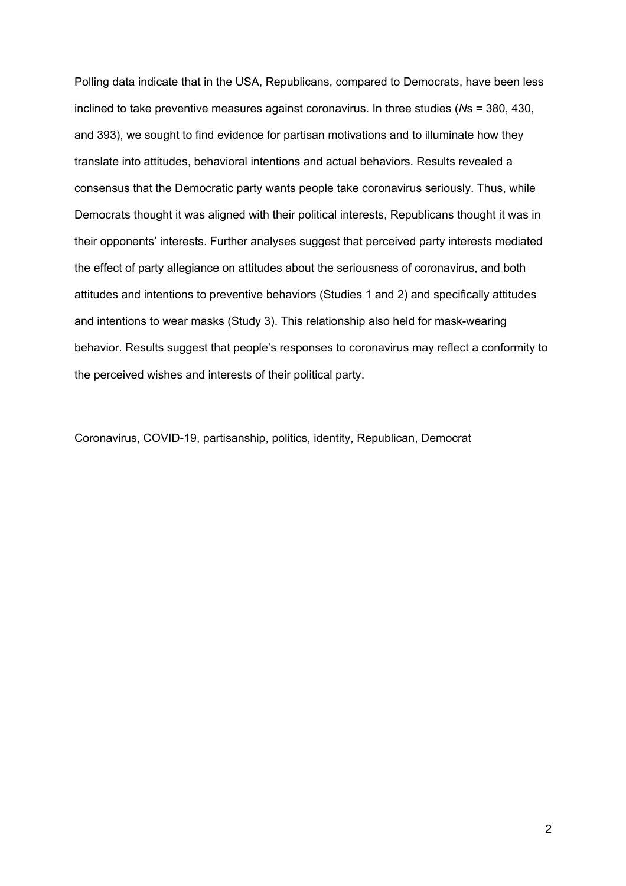Polling data indicate that in the USA, Republicans, compared to Democrats, have been less inclined to take preventive measures against coronavirus. In three studies (*N*s = 380, 430, and 393), we sought to find evidence for partisan motivations and to illuminate how they translate into attitudes, behavioral intentions and actual behaviors. Results revealed a consensus that the Democratic party wants people take coronavirus seriously. Thus, while Democrats thought it was aligned with their political interests, Republicans thought it was in their opponents' interests. Further analyses suggest that perceived party interests mediated the effect of party allegiance on attitudes about the seriousness of coronavirus, and both attitudes and intentions to preventive behaviors (Studies 1 and 2) and specifically attitudes and intentions to wear masks (Study 3). This relationship also held for mask-wearing behavior. Results suggest that people's responses to coronavirus may reflect a conformity to the perceived wishes and interests of their political party.

Coronavirus, COVID-19, partisanship, politics, identity, Republican, Democrat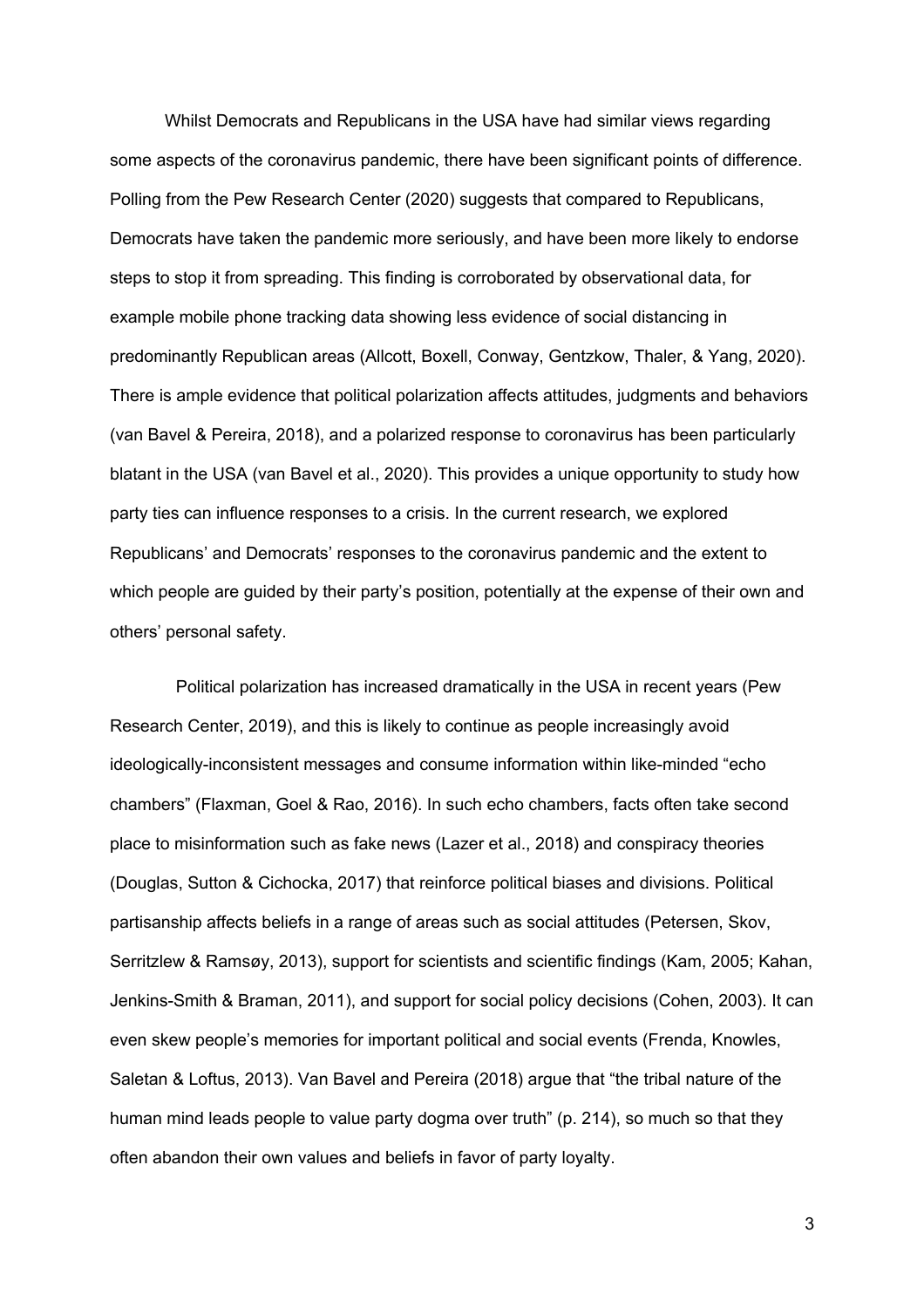Whilst Democrats and Republicans in the USA have had similar views regarding some aspects of the coronavirus pandemic, there have been significant points of difference. Polling from the Pew Research Center (2020) suggests that compared to Republicans, Democrats have taken the pandemic more seriously, and have been more likely to endorse steps to stop it from spreading. This finding is corroborated by observational data, for example mobile phone tracking data showing less evidence of social distancing in predominantly Republican areas (Allcott, Boxell, Conway, Gentzkow, Thaler, & Yang, 2020). There is ample evidence that political polarization affects attitudes, judgments and behaviors (van Bavel & Pereira, 2018), and a polarized response to coronavirus has been particularly blatant in the USA (van Bavel et al., 2020). This provides a unique opportunity to study how party ties can influence responses to a crisis. In the current research, we explored Republicans' and Democrats' responses to the coronavirus pandemic and the extent to which people are guided by their party's position, potentially at the expense of their own and others' personal safety.

Political polarization has increased dramatically in the USA in recent years (Pew Research Center, 2019), and this is likely to continue as people increasingly avoid ideologically-inconsistent messages and consume information within like-minded "echo chambers" (Flaxman, Goel & Rao, 2016). In such echo chambers, facts often take second place to misinformation such as fake news (Lazer et al., 2018) and conspiracy theories (Douglas, Sutton & Cichocka, 2017) that reinforce political biases and divisions. Political partisanship affects beliefs in a range of areas such as social attitudes (Petersen, Skov, Serritzlew & Ramsøy, 2013), support for scientists and scientific findings (Kam, 2005; Kahan, Jenkins-Smith & Braman, 2011), and support for social policy decisions (Cohen, 2003). It can even skew people's memories for important political and social events (Frenda, Knowles, Saletan & Loftus, 2013). Van Bavel and Pereira (2018) argue that "the tribal nature of the human mind leads people to value party dogma over truth" (p. 214), so much so that they often abandon their own values and beliefs in favor of party loyalty.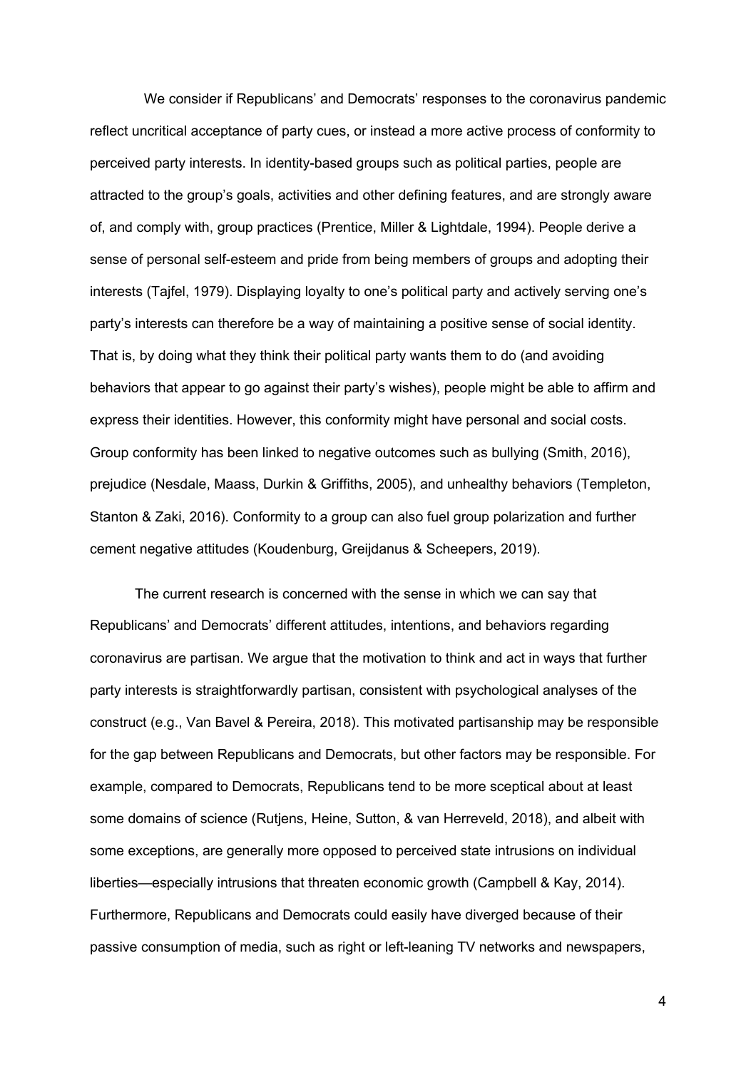We consider if Republicans' and Democrats' responses to the coronavirus pandemic reflect uncritical acceptance of party cues, or instead a more active process of conformity to perceived party interests. In identity-based groups such as political parties, people are attracted to the group's goals, activities and other defining features, and are strongly aware of, and comply with, group practices (Prentice, Miller & Lightdale, 1994). People derive a sense of personal self-esteem and pride from being members of groups and adopting their interests (Tajfel, 1979). Displaying loyalty to one's political party and actively serving one's party's interests can therefore be a way of maintaining a positive sense of social identity. That is, by doing what they think their political party wants them to do (and avoiding behaviors that appear to go against their party's wishes), people might be able to affirm and express their identities. However, this conformity might have personal and social costs. Group conformity has been linked to negative outcomes such as bullying (Smith, 2016), prejudice (Nesdale, Maass, Durkin & Griffiths, 2005), and unhealthy behaviors (Templeton, Stanton & Zaki, 2016). Conformity to a group can also fuel group polarization and further cement negative attitudes (Koudenburg, Greijdanus & Scheepers, 2019).

The current research is concerned with the sense in which we can say that Republicans' and Democrats' different attitudes, intentions, and behaviors regarding coronavirus are partisan. We argue that the motivation to think and act in ways that further party interests is straightforwardly partisan, consistent with psychological analyses of the construct (e.g., Van Bavel & Pereira, 2018). This motivated partisanship may be responsible for the gap between Republicans and Democrats, but other factors may be responsible. For example, compared to Democrats, Republicans tend to be more sceptical about at least some domains of science (Rutjens, Heine, Sutton, & van Herreveld, 2018), and albeit with some exceptions, are generally more opposed to perceived state intrusions on individual liberties—especially intrusions that threaten economic growth (Campbell & Kay, 2014). Furthermore, Republicans and Democrats could easily have diverged because of their passive consumption of media, such as right or left-leaning TV networks and newspapers,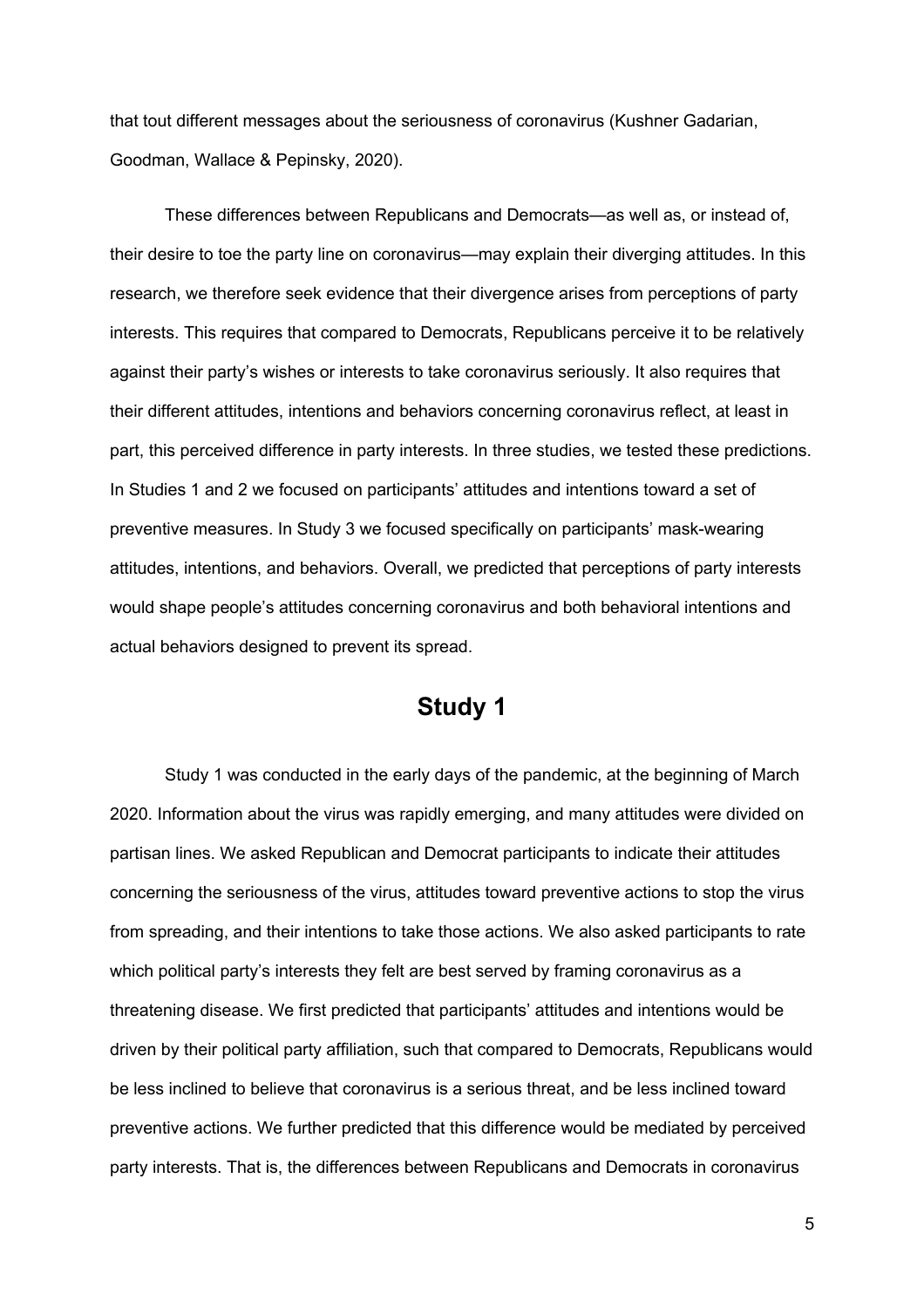that tout different messages about the seriousness of coronavirus (Kushner Gadarian, Goodman, Wallace & Pepinsky, 2020).

These differences between Republicans and Democrats—as well as, or instead of, their desire to toe the party line on coronavirus—may explain their diverging attitudes. In this research, we therefore seek evidence that their divergence arises from perceptions of party interests. This requires that compared to Democrats, Republicans perceive it to be relatively against their party's wishes or interests to take coronavirus seriously. It also requires that their different attitudes, intentions and behaviors concerning coronavirus reflect, at least in part, this perceived difference in party interests. In three studies, we tested these predictions. In Studies 1 and 2 we focused on participants' attitudes and intentions toward a set of preventive measures. In Study 3 we focused specifically on participants' mask-wearing attitudes, intentions, and behaviors. Overall, we predicted that perceptions of party interests would shape people's attitudes concerning coronavirus and both behavioral intentions and actual behaviors designed to prevent its spread.

# Study 1

Study 1 was conducted in the early days of the pandemic, at the beginning of March 2020. Information about the virus was rapidly emerging, and many attitudes were divided on partisan lines. We asked Republican and Democrat participants to indicate their attitudes concerning the seriousness of the virus, attitudes toward preventive actions to stop the virus from spreading, and their intentions to take those actions. We also asked participants to rate which political party's interests they felt are best served by framing coronavirus as a threatening disease. We first predicted that participants' attitudes and intentions would be driven by their political party affiliation, such that compared to Democrats, Republicans would be less inclined to believe that coronavirus is a serious threat, and be less inclined toward preventive actions. We further predicted that this difference would be mediated by perceived party interests. That is, the differences between Republicans and Democrats in coronavirus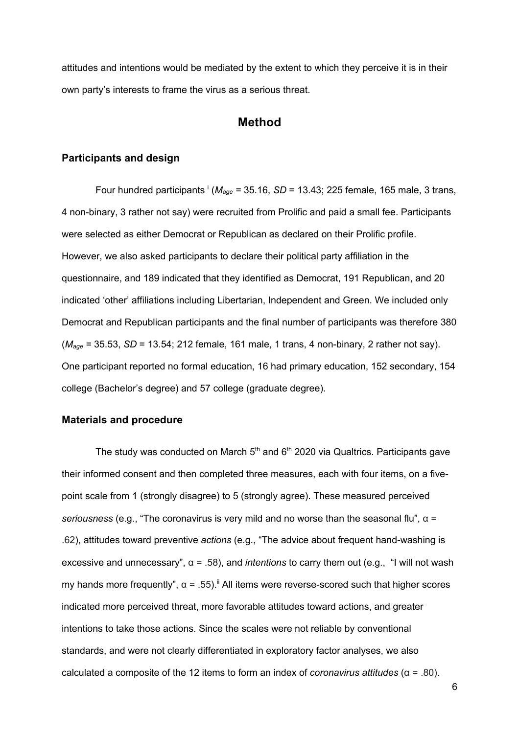attitudes and intentions would be mediated by the extent to which they perceive it is in their own party's interests to frame the virus as a serious threat.

# Method

## Participants and design

Four hundred participants [i] ($M_{age}$ = 35.16, *SD* = 13.43; 225 female, 165 male, 3 trans, 4 non-binary, 3 rather not say) were recruited from Prolific and paid a small fee. Participants were selected as either Democrat or Republican as declared on their Prolific profile. However, we also asked participants to declare their political party affiliation in the questionnaire, and 189 indicated that they identified as Democrat, 191 Republican, and 20 indicated 'other' affiliations including Libertarian, Independent and Green. We included only Democrat and Republican participants and the final number of participants was therefore 380 ($M_{age}$ = 35.53, *SD* = 13.54; 212 female, 161 male, 1 trans, 4 non-binary, 2 rather not say). One participant reported no formal education, 16 had primary education, 152 secondary, 154 college (Bachelor's degree) and 57 college (graduate degree).

## Materials and procedure

The study was conducted on March 5th and 6th 2020 via Qualtrics. Participants gave their informed consent and then completed three measures, each with four items, on a five-point scale from 1 (strongly disagree) to 5 (strongly agree). These measured perceived *seriousness* (e.g., "The coronavirus is very mild and no worse than the seasonal flu", $\alpha$ = .62), attitudes toward preventive *actions* (e.g., "The advice about frequent hand-washing is excessive and unnecessary", $\alpha$ = .58), and *intentions* to carry them out (e.g., "I will not wash my hands more frequently", $\alpha$ = .55).[ii] All items were reverse-scored such that higher scores indicated more perceived threat, more favorable attitudes toward actions, and greater intentions to take those actions. Since the scales were not reliable by conventional standards, and were not clearly differentiated in exploratory factor analyses, we also calculated a composite of the 12 items to form an index of *coronavirus attitudes* ($\alpha$ = .80).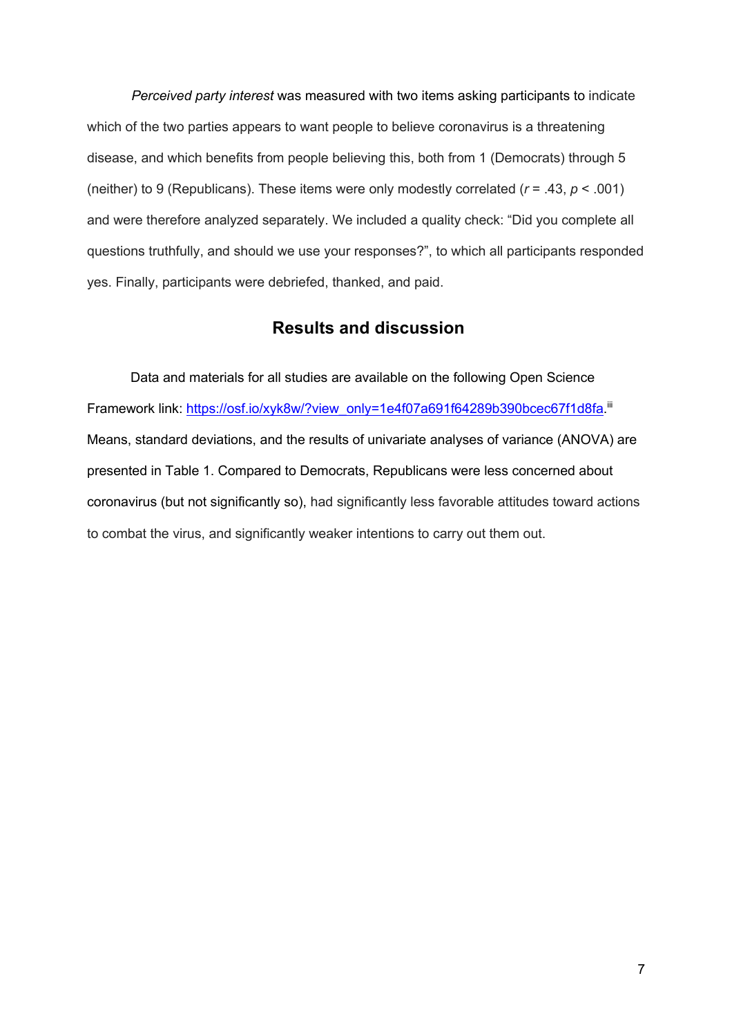*Perceived party interest* was measured with two items asking participants to indicate which of the two parties appears to want people to believe coronavirus is a threatening disease, and which benefits from people believing this, both from 1 (Democrats) through 5 (neither) to 9 (Republicans). These items were only modestly correlated ($r = .43$, $p < .001$) and were therefore analyzed separately. We included a quality check: "Did you complete all questions truthfully, and should we use your responses?", to which all participants responded yes. Finally, participants were debriefed, thanked, and paid.

## Results and discussion

Data and materials for all studies are available on the following Open Science Framework link: https://osf.io/xyk8w/?view_only=1e4f07a691f64289b390bcec67f1d8fa.[iii] Means, standard deviations, and the results of univariate analyses of variance (ANOVA) are presented in Table 1. Compared to Democrats, Republicans were less concerned about coronavirus (but not significantly so), had significantly less favorable attitudes toward actions to combat the virus, and significantly weaker intentions to carry out them out.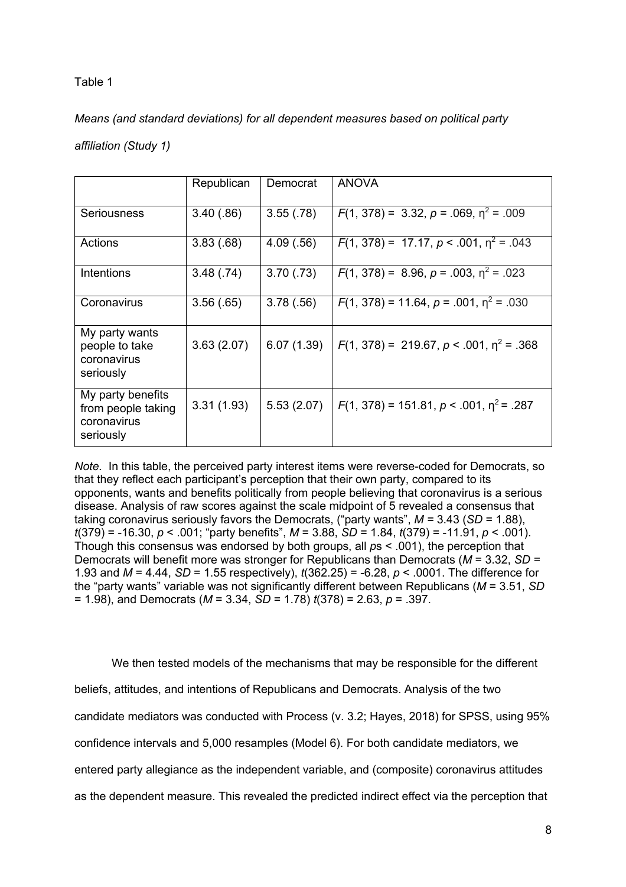Table 1

*Means (and standard deviations) for all dependent measures based on political party affiliation (Study 1)*

| | Republican | Democrat | ANOVA |
|---|---|---|---|
| Seriousness | 3.40 (.86) | 3.55 (.78) | $F(1, 378) = 3.32$, $p = .069$, $\eta^2 = .009$ |
| Actions | 3.83 (.68) | 4.09 (.56) | $F(1, 378) = 17.17$, $p < .001$, $\eta^2 = .043$ |
| Intentions | 3.48 (.74) | 3.70 (.73) | $F(1, 378) = 8.96$, $p = .003$, $\eta^2 = .023$ |
| Coronavirus | 3.56 (.65) | 3.78 (.56) | $F(1, 378) = 11.64$, $p = .001$, $\eta^2 = .030$ |
| My party wants people to take coronavirus seriously | 3.63 (2.07) | 6.07 (1.39) | $F(1, 378) = 219.67$, $p < .001$, $\eta^2 = .368$ |
| My party benefits from people taking coronavirus seriously | 3.31 (1.93) | 5.53 (2.07) | $F(1, 378) = 151.81$, $p < .001$, $\eta^2 = .287$ |

*Note.* In this table, the perceived party interest items were reverse-coded for Democrats, so that they reflect each participant's perception that their own party, compared to its opponents, wants and benefits politically from people believing that coronavirus is a serious disease. Analysis of raw scores against the scale midpoint of 5 revealed a consensus that taking coronavirus seriously favors the Democrats, ("party wants", $M = 3.43$ ($SD = 1.88$), $t(379) = -16.30$, $p < .001$; "party benefits", $M = 3.88$, $SD = 1.84$, $t(379) = -11.91$, $p < .001$). Though this consensus was endorsed by both groups, all $p$s < .001), the perception that Democrats will benefit more was stronger for Republicans than Democrats ($M = 3.32$, $SD = 1.93$ and $M = 4.44$, $SD = 1.55$ respectively), $t(362.25) = -6.28$, $p < .0001$. The difference for the "party wants" variable was not significantly different between Republicans ($M = 3.51$, $SD = 1.98$), and Democrats ($M = 3.34$, $SD = 1.78$) $t(378) = 2.63$, $p = .397$.

We then tested models of the mechanisms that may be responsible for the different beliefs, attitudes, and intentions of Republicans and Democrats. Analysis of the two candidate mediators was conducted with Process (v. 3.2; Hayes, 2018) for SPSS, using 95% confidence intervals and 5,000 resamples (Model 6). For both candidate mediators, we entered party allegiance as the independent variable, and (composite) coronavirus attitudes as the dependent measure. This revealed the predicted indirect effect via the perception that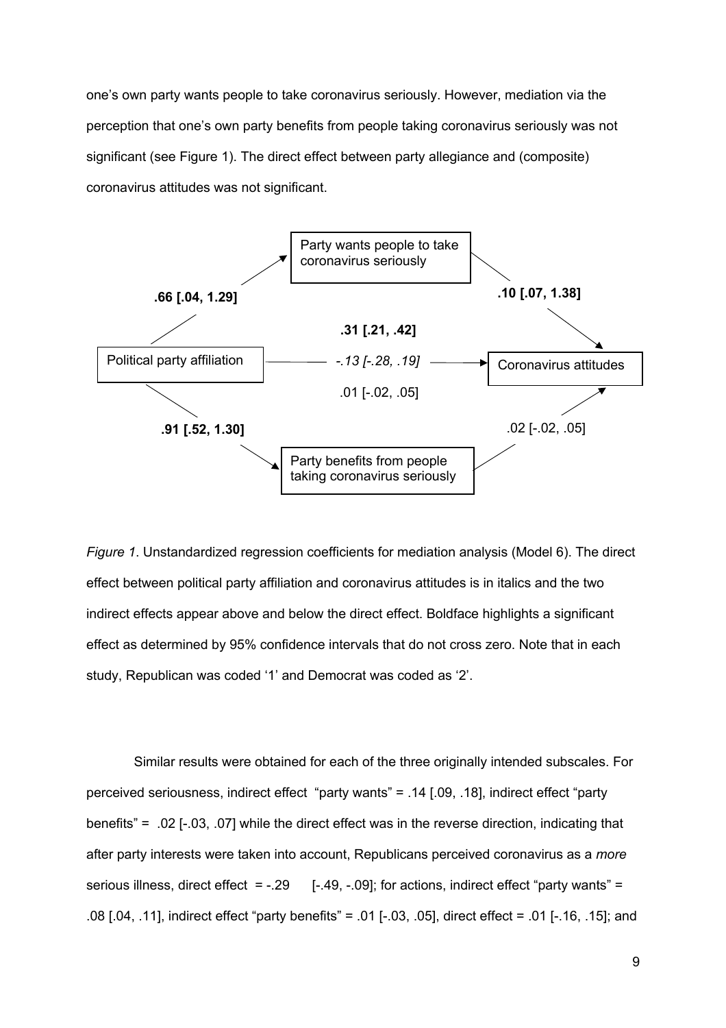one's own party wants people to take coronavirus seriously. However, mediation via the perception that one's own party benefits from people taking coronavirus seriously was not significant (see Figure 1). The direct effect between party allegiance and (composite) coronavirus attitudes was not significant.

Party wants people to take coronavirus seriously

**.66 [.04, 1.29]** &nbsp;&nbsp;&nbsp; **.10 [.07, 1.38]**

**.31 [.21, .42]**

Political party affiliation &nbsp;&nbsp;&nbsp; *-.13 [-.28, .19]* &nbsp;&nbsp;&nbsp; Coronavirus attitudes

.01 [-.02, .05]

**.91 [.52, 1.30]** &nbsp;&nbsp;&nbsp; .02 [-.02, .05]

Party benefits from people taking coronavirus seriously

*Figure 1*. Unstandardized regression coefficients for mediation analysis (Model 6). The direct effect between political party affiliation and coronavirus attitudes is in italics and the two indirect effects appear above and below the direct effect. Boldface highlights a significant effect as determined by 95% confidence intervals that do not cross zero. Note that in each study, Republican was coded '1' and Democrat was coded as '2'.

Similar results were obtained for each of the three originally intended subscales. For perceived seriousness, indirect effect "party wants" = .14 [.09, .18], indirect effect "party benefits" = .02 [-.03, .07] while the direct effect was in the reverse direction, indicating that after party interests were taken into account, Republicans perceived coronavirus as a *more* serious illness, direct effect = -.29 [-.49, -.09]; for actions, indirect effect "party wants" = .08 [.04, .11], indirect effect "party benefits" = .01 [-.03, .05], direct effect = .01 [-.16, .15]; and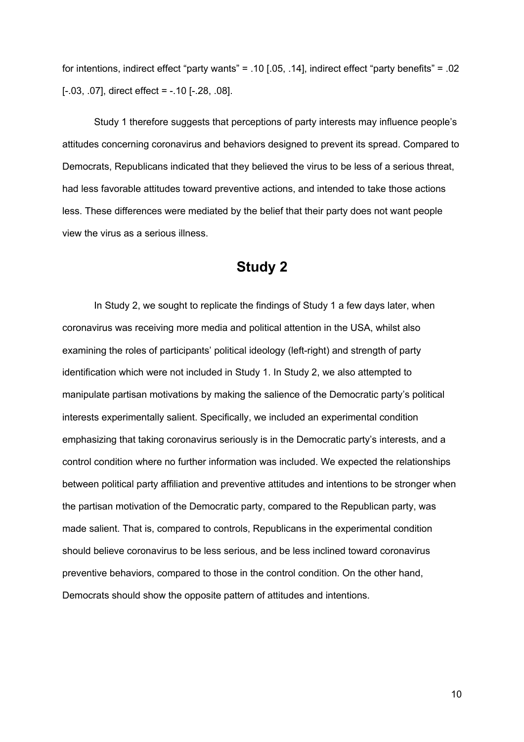for intentions, indirect effect “party wants” = .10 [.05, .14], indirect effect “party benefits” = .02 [-.03, .07], direct effect = -.10 [-.28, .08].

Study 1 therefore suggests that perceptions of party interests may influence people’s attitudes concerning coronavirus and behaviors designed to prevent its spread. Compared to Democrats, Republicans indicated that they believed the virus to be less of a serious threat, had less favorable attitudes toward preventive actions, and intended to take those actions less. These differences were mediated by the belief that their party does not want people view the virus as a serious illness.

## Study 2

In Study 2, we sought to replicate the findings of Study 1 a few days later, when coronavirus was receiving more media and political attention in the USA, whilst also examining the roles of participants’ political ideology (left-right) and strength of party identification which were not included in Study 1. In Study 2, we also attempted to manipulate partisan motivations by making the salience of the Democratic party’s political interests experimentally salient. Specifically, we included an experimental condition emphasizing that taking coronavirus seriously is in the Democratic party’s interests, and a control condition where no further information was included. We expected the relationships between political party affiliation and preventive attitudes and intentions to be stronger when the partisan motivation of the Democratic party, compared to the Republican party, was made salient. That is, compared to controls, Republicans in the experimental condition should believe coronavirus to be less serious, and be less inclined toward coronavirus preventive behaviors, compared to those in the control condition. On the other hand, Democrats should show the opposite pattern of attitudes and intentions.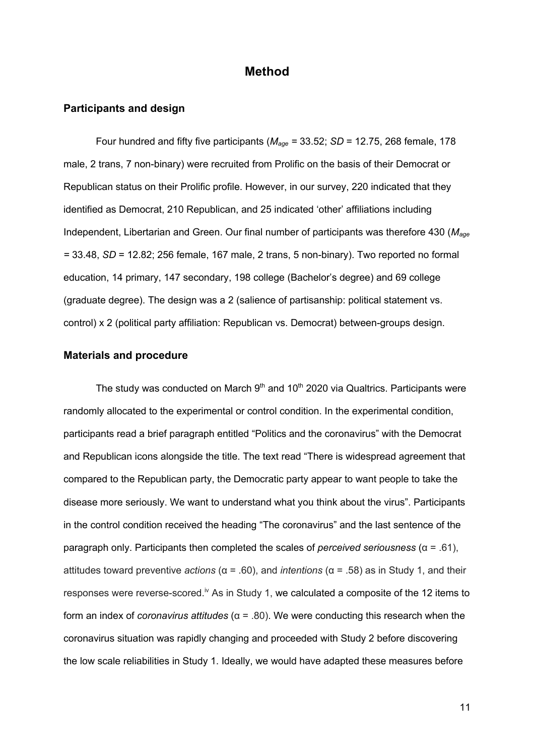## Method

### Participants and design

Four hundred and fifty five participants ($M_{age}$ = 33.52; *SD* = 12.75, 268 female, 178 male, 2 trans, 7 non-binary) were recruited from Prolific on the basis of their Democrat or Republican status on their Prolific profile. However, in our survey, 220 indicated that they identified as Democrat, 210 Republican, and 25 indicated 'other' affiliations including Independent, Libertarian and Green. Our final number of participants was therefore 430 ($M_{age}$ = 33.48, *SD* = 12.82; 256 female, 167 male, 2 trans, 5 non-binary). Two reported no formal education, 14 primary, 147 secondary, 198 college (Bachelor's degree) and 69 college (graduate degree). The design was a 2 (salience of partisanship: political statement vs. control) x 2 (political party affiliation: Republican vs. Democrat) between-groups design.

### Materials and procedure

The study was conducted on March 9th and 10th 2020 via Qualtrics. Participants were randomly allocated to the experimental or control condition. In the experimental condition, participants read a brief paragraph entitled "Politics and the coronavirus" with the Democrat and Republican icons alongside the title. The text read "There is widespread agreement that compared to the Republican party, the Democratic party appear to want people to take the disease more seriously. We want to understand what you think about the virus". Participants in the control condition received the heading "The coronavirus" and the last sentence of the paragraph only. Participants then completed the scales of *perceived seriousness* (α = .61), attitudes toward preventive *actions* (α = .60), and *intentions* (α = .58) as in Study 1, and their responses were reverse-scored.[iv] As in Study 1, we calculated a composite of the 12 items to form an index of *coronavirus attitudes* (α = .80). We were conducting this research when the coronavirus situation was rapidly changing and proceeded with Study 2 before discovering the low scale reliabilities in Study 1. Ideally, we would have adapted these measures before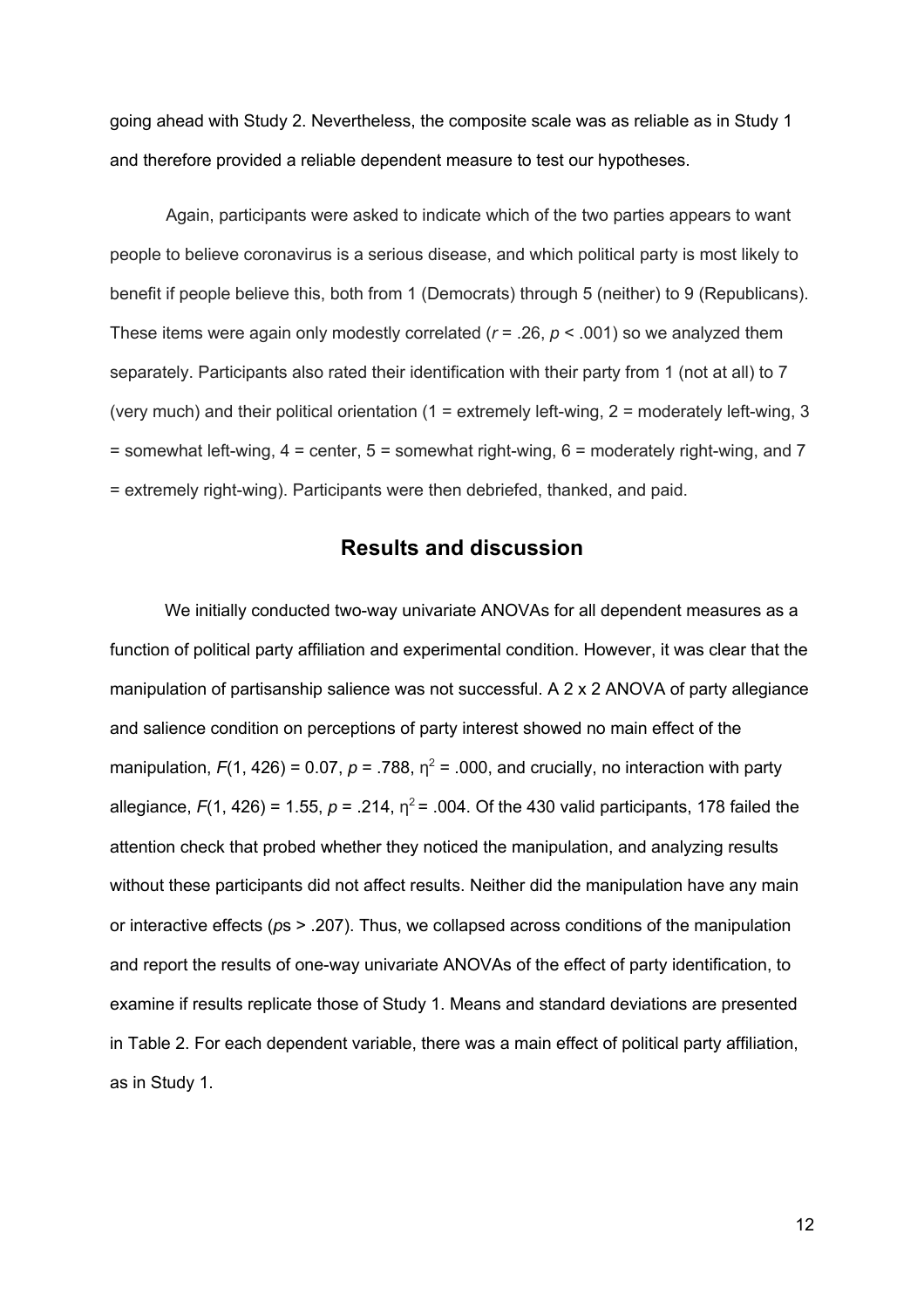going ahead with Study 2. Nevertheless, the composite scale was as reliable as in Study 1 and therefore provided a reliable dependent measure to test our hypotheses.

Again, participants were asked to indicate which of the two parties appears to want people to believe coronavirus is a serious disease, and which political party is most likely to benefit if people believe this, both from 1 (Democrats) through 5 (neither) to 9 (Republicans). These items were again only modestly correlated ($r = .26$, $p < .001$) so we analyzed them separately. Participants also rated their identification with their party from 1 (not at all) to 7 (very much) and their political orientation (1 = extremely left-wing, 2 = moderately left-wing, 3 = somewhat left-wing, 4 = center, 5 = somewhat right-wing, 6 = moderately right-wing, and 7 = extremely right-wing). Participants were then debriefed, thanked, and paid.

## Results and discussion

We initially conducted two-way univariate ANOVAs for all dependent measures as a function of political party affiliation and experimental condition. However, it was clear that the manipulation of partisanship salience was not successful. A 2 x 2 ANOVA of party allegiance and salience condition on perceptions of party interest showed no main effect of the manipulation, $F(1, 426) = 0.07$, $p = .788$, $\eta^2 = .000$, and crucially, no interaction with party allegiance, $F(1, 426) = 1.55$, $p = .214$, $\eta^2 = .004$. Of the 430 valid participants, 178 failed the attention check that probed whether they noticed the manipulation, and analyzing results without these participants did not affect results. Neither did the manipulation have any main or interactive effects (*p*s > .207). Thus, we collapsed across conditions of the manipulation and report the results of one-way univariate ANOVAs of the effect of party identification, to examine if results replicate those of Study 1. Means and standard deviations are presented in Table 2. For each dependent variable, there was a main effect of political party affiliation, as in Study 1.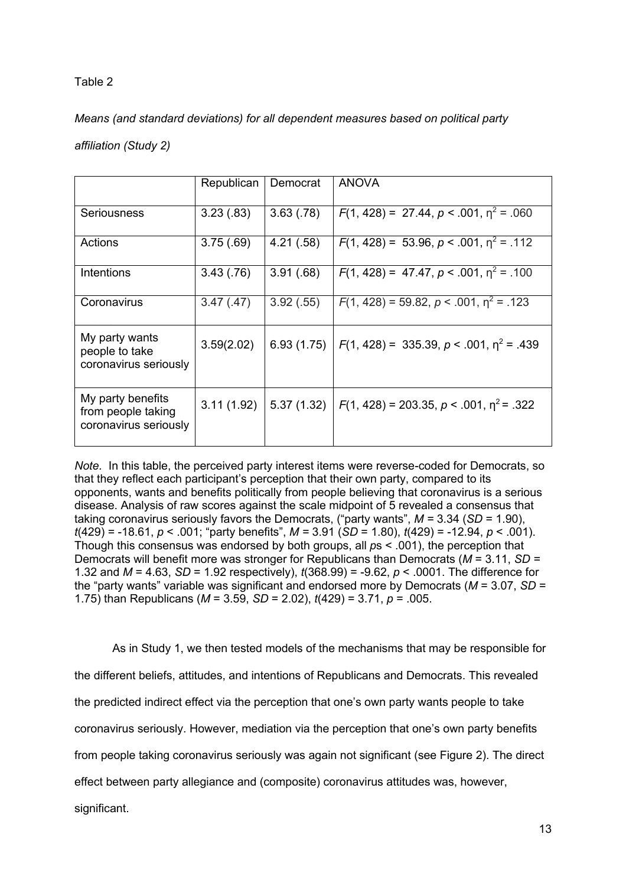Table 2

*Means (and standard deviations) for all dependent measures based on political party affiliation (Study 2)*

| | Republican | Democrat | ANOVA |
|---|---|---|---|
| Seriousness | 3.23 (.83) | 3.63 (.78) | $F(1, 428) = 27.44$, $p < .001$, $\eta^2 = .060$ |
| Actions | 3.75 (.69) | 4.21 (.58) | $F(1, 428) = 53.96$, $p < .001$, $\eta^2 = .112$ |
| Intentions | 3.43 (.76) | 3.91 (.68) | $F(1, 428) = 47.47$, $p < .001$, $\eta^2 = .100$ |
| Coronavirus | 3.47 (.47) | 3.92 (.55) | $F(1, 428) = 59.82$, $p < .001$, $\eta^2 = .123$ |
| My party wants people to take coronavirus seriously | 3.59(2.02) | 6.93 (1.75) | $F(1, 428) = 335.39$, $p < .001$, $\eta^2 = .439$ |
| My party benefits from people taking coronavirus seriously | 3.11 (1.92) | 5.37 (1.32) | $F(1, 428) = 203.35$, $p < .001$, $\eta^2 = .322$ |

*Note.* In this table, the perceived party interest items were reverse-coded for Democrats, so that they reflect each participant's perception that their own party, compared to its opponents, wants and benefits politically from people believing that coronavirus is a serious disease. Analysis of raw scores against the scale midpoint of 5 revealed a consensus that taking coronavirus seriously favors the Democrats, ("party wants", $M = 3.34$ ($SD = 1.90$), $t(429) = -18.61$, $p < .001$; "party benefits", $M = 3.91$ ($SD = 1.80$), $t(429) = -12.94$, $p < .001$). Though this consensus was endorsed by both groups, all $p$s < .001), the perception that Democrats will benefit more was stronger for Republicans than Democrats ($M = 3.11$, $SD = 1.32$ and $M = 4.63$, $SD = 1.92$ respectively), $t(368.99) = -9.62$, $p < .0001$. The difference for the "party wants" variable was significant and endorsed more by Democrats ($M = 3.07$, $SD = 1.75$) than Republicans ($M = 3.59$, $SD = 2.02$), $t(429) = 3.71$, $p = .005$.

As in Study 1, we then tested models of the mechanisms that may be responsible for the different beliefs, attitudes, and intentions of Republicans and Democrats. This revealed the predicted indirect effect via the perception that one's own party wants people to take coronavirus seriously. However, mediation via the perception that one's own party benefits from people taking coronavirus seriously was again not significant (see Figure 2). The direct effect between party allegiance and (composite) coronavirus attitudes was, however, significant.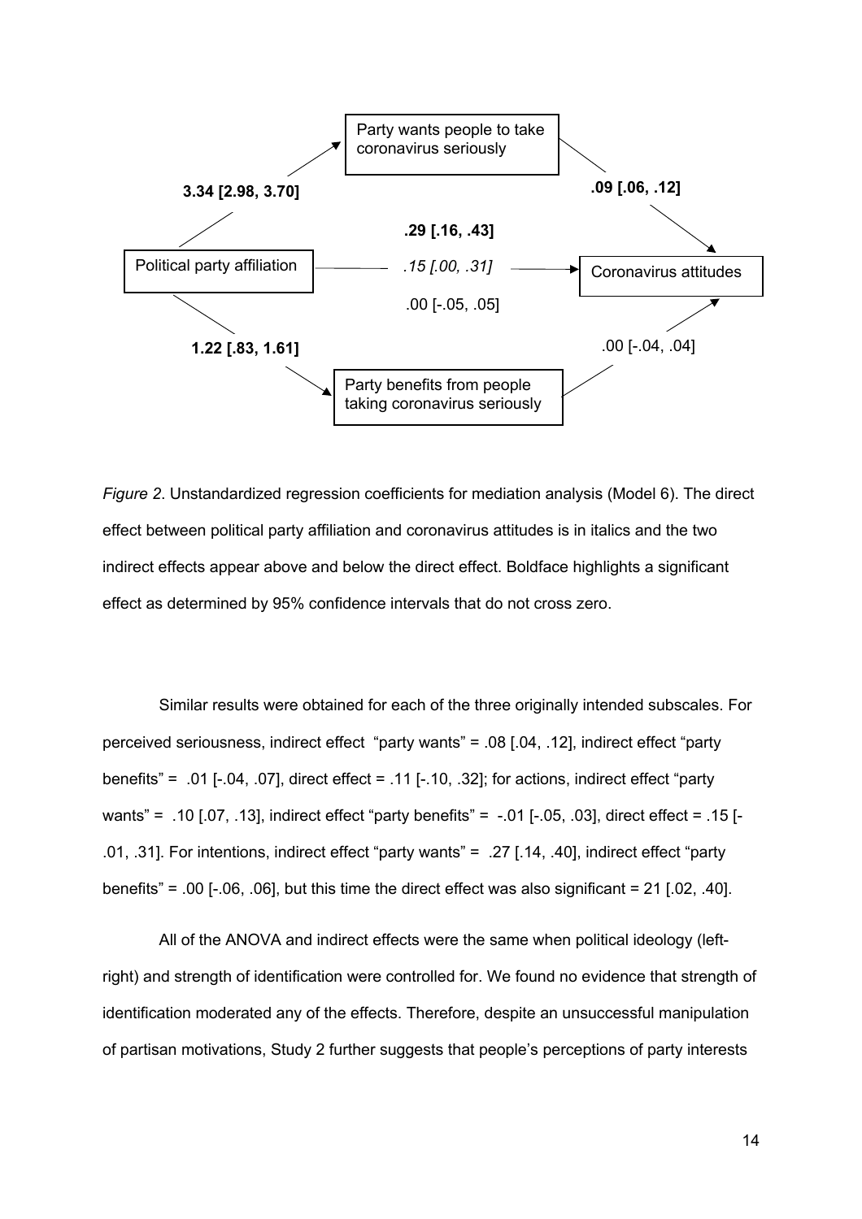*Figure 2*. Unstandardized regression coefficients for mediation analysis (Model 6). The direct effect between political party affiliation and coronavirus attitudes is in italics and the two indirect effects appear above and below the direct effect. Boldface highlights a significant effect as determined by 95% confidence intervals that do not cross zero.

Similar results were obtained for each of the three originally intended subscales. For perceived seriousness, indirect effect "party wants" = .08 [.04, .12], indirect effect "party benefits" = .01 [-.04, .07], direct effect = .11 [-.10, .32]; for actions, indirect effect "party wants" = .10 [.07, .13], indirect effect "party benefits" = -.01 [-.05, .03], direct effect = .15 [-.01, .31]. For intentions, indirect effect "party wants" = .27 [.14, .40], indirect effect "party benefits" = .00 [-.06, .06], but this time the direct effect was also significant = 21 [.02, .40].

All of the ANOVA and indirect effects were the same when political ideology (left-right) and strength of identification were controlled for. We found no evidence that strength of identification moderated any of the effects. Therefore, despite an unsuccessful manipulation of partisan motivations, Study 2 further suggests that people's perceptions of party interests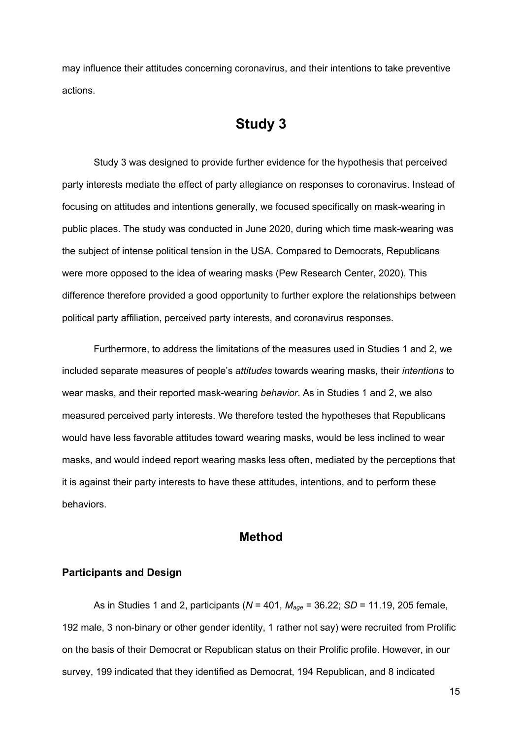may influence their attitudes concerning coronavirus, and their intentions to take preventive actions.

# Study 3

Study 3 was designed to provide further evidence for the hypothesis that perceived party interests mediate the effect of party allegiance on responses to coronavirus. Instead of focusing on attitudes and intentions generally, we focused specifically on mask-wearing in public places. The study was conducted in June 2020, during which time mask-wearing was the subject of intense political tension in the USA. Compared to Democrats, Republicans were more opposed to the idea of wearing masks (Pew Research Center, 2020). This difference therefore provided a good opportunity to further explore the relationships between political party affiliation, perceived party interests, and coronavirus responses.

Furthermore, to address the limitations of the measures used in Studies 1 and 2, we included separate measures of people's *attitudes* towards wearing masks, their *intentions* to wear masks, and their reported mask-wearing *behavior*. As in Studies 1 and 2, we also measured perceived party interests. We therefore tested the hypotheses that Republicans would have less favorable attitudes toward wearing masks, would be less inclined to wear masks, and would indeed report wearing masks less often, mediated by the perceptions that it is against their party interests to have these attitudes, intentions, and to perform these behaviors.

## Method

### Participants and Design

As in Studies 1 and 2, participants ($N$ = 401, $M_{age}$ = 36.22; $SD$ = 11.19, 205 female, 192 male, 3 non-binary or other gender identity, 1 rather not say) were recruited from Prolific on the basis of their Democrat or Republican status on their Prolific profile. However, in our survey, 199 indicated that they identified as Democrat, 194 Republican, and 8 indicated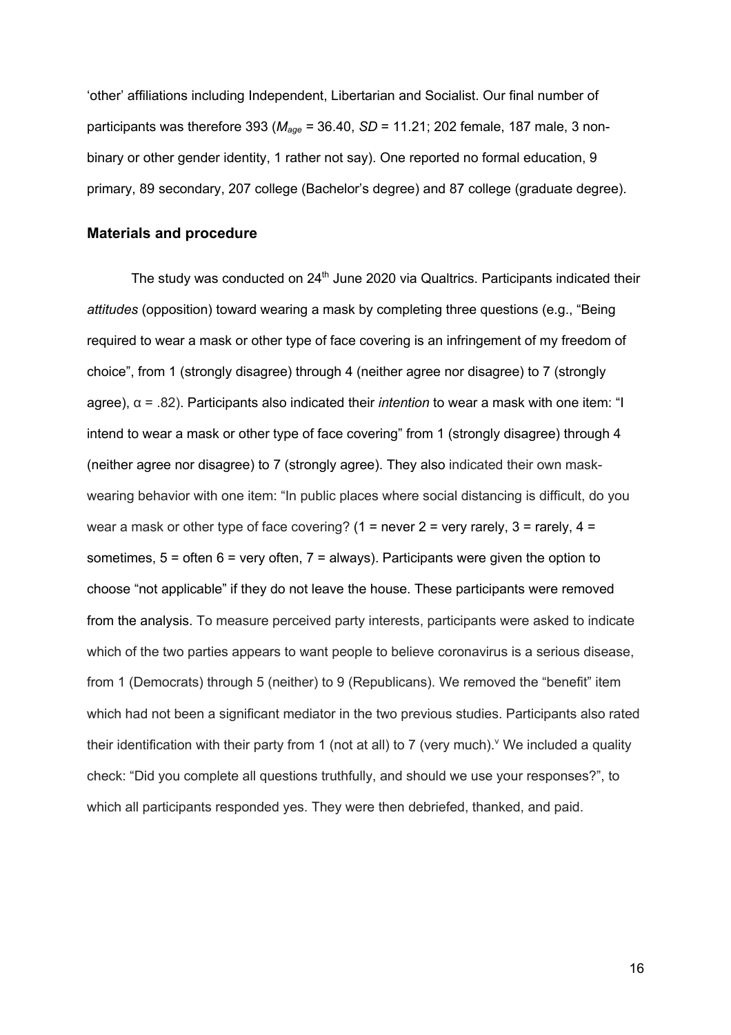'other' affiliations including Independent, Libertarian and Socialist. Our final number of participants was therefore 393 ($M_{age}$ = 36.40, *SD* = 11.21; 202 female, 187 male, 3 non-binary or other gender identity, 1 rather not say). One reported no formal education, 9 primary, 89 secondary, 207 college (Bachelor's degree) and 87 college (graduate degree).

### Materials and procedure

The study was conducted on 24th June 2020 via Qualtrics. Participants indicated their *attitudes* (opposition) toward wearing a mask by completing three questions (e.g., "Being required to wear a mask or other type of face covering is an infringement of my freedom of choice", from 1 (strongly disagree) through 4 (neither agree nor disagree) to 7 (strongly agree), α = .82). Participants also indicated their *intention* to wear a mask with one item: "I intend to wear a mask or other type of face covering" from 1 (strongly disagree) through 4 (neither agree nor disagree) to 7 (strongly agree). They also indicated their own mask-wearing behavior with one item: "In public places where social distancing is difficult, do you wear a mask or other type of face covering? (1 = never 2 = very rarely, 3 = rarely, 4 = sometimes, 5 = often 6 = very often, 7 = always). Participants were given the option to choose "not applicable" if they do not leave the house. These participants were removed from the analysis. To measure perceived party interests, participants were asked to indicate which of the two parties appears to want people to believe coronavirus is a serious disease, from 1 (Democrats) through 5 (neither) to 9 (Republicans). We removed the "benefit" item which had not been a significant mediator in the two previous studies. Participants also rated their identification with their party from 1 (not at all) to 7 (very much).[v] We included a quality check: "Did you complete all questions truthfully, and should we use your responses?", to which all participants responded yes. They were then debriefed, thanked, and paid.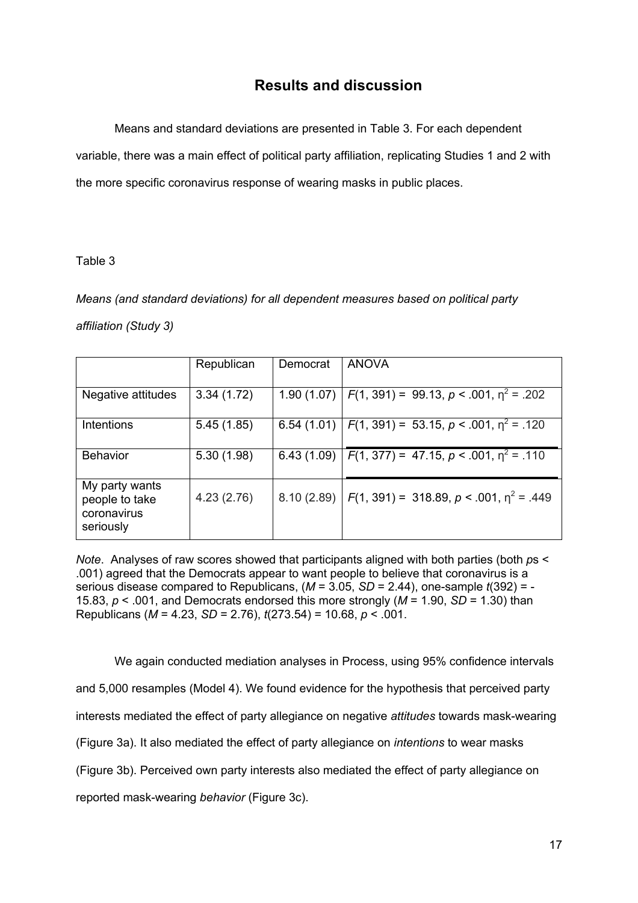## Results and discussion

Means and standard deviations are presented in Table 3. For each dependent variable, there was a main effect of political party affiliation, replicating Studies 1 and 2 with the more specific coronavirus response of wearing masks in public places.

Table 3

*Means (and standard deviations) for all dependent measures based on political party affiliation (Study 3)*

| | Republican | Democrat | ANOVA |
|---|---|---|---|
| Negative attitudes | 3.34 (1.72) | 1.90 (1.07) | $F(1, 391) = 99.13$, $p < .001$, $\eta^2 = .202$ |
| Intentions | 5.45 (1.85) | 6.54 (1.01) | $F(1, 391) = 53.15$, $p < .001$, $\eta^2 = .120$ |
| Behavior | 5.30 (1.98) | 6.43 (1.09) | $F(1, 377) = 47.15$, $p < .001$, $\eta^2 = .110$ |
| My party wants people to take coronavirus seriously | 4.23 (2.76) | 8.10 (2.89) | $F(1, 391) = 318.89$, $p < .001$, $\eta^2 = .449$ |

*Note*. Analyses of raw scores showed that participants aligned with both parties (both *p*s < .001) agreed that the Democrats appear to want people to believe that coronavirus is a serious disease compared to Republicans, ($M = 3.05$, $SD = 2.44$), one-sample $t(392) = -15.83$, $p < .001$, and Democrats endorsed this more strongly ($M = 1.90$, $SD = 1.30$) than Republicans ($M = 4.23$, $SD = 2.76$), $t(273.54) = 10.68$, $p < .001$.

We again conducted mediation analyses in Process, using 95% confidence intervals and 5,000 resamples (Model 4). We found evidence for the hypothesis that perceived party interests mediated the effect of party allegiance on negative *attitudes* towards mask-wearing (Figure 3a). It also mediated the effect of party allegiance on *intentions* to wear masks (Figure 3b). Perceived own party interests also mediated the effect of party allegiance on reported mask-wearing *behavior* (Figure 3c).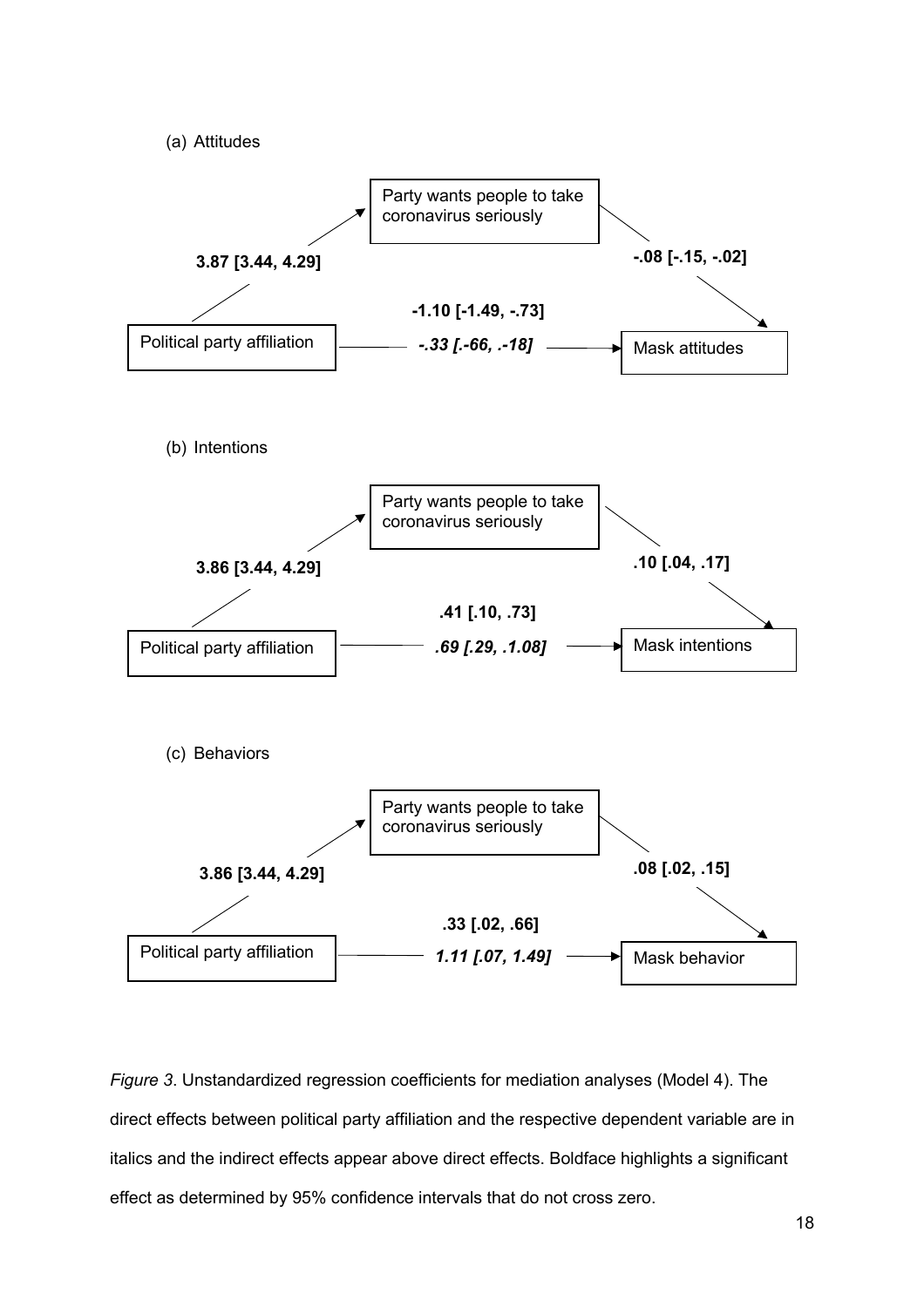(a) Attitudes

Party wants people to take coronavirus seriously

**3.87 [3.44, 4.29]**

**-.08 [-.15, -.02]**

**-1.10 [-1.49, -.73]**

Political party affiliation

***-.33 [.-66, .-18]***

Mask attitudes

(b) Intentions

Party wants people to take coronavirus seriously

**3.86 [3.44, 4.29]**

**.10 [.04, .17]**

**.41 [.10, .73]**

Political party affiliation

***.69 [.29, .1.08]***

Mask intentions

(c) Behaviors

Party wants people to take coronavirus seriously

**3.86 [3.44, 4.29]**

**.08 [.02, .15]**

**.33 [.02, .66]**

Political party affiliation

***1.11 [.07, 1.49]***

Mask behavior

*Figure 3*. Unstandardized regression coefficients for mediation analyses (Model 4). The direct effects between political party affiliation and the respective dependent variable are in italics and the indirect effects appear above direct effects. Boldface highlights a significant effect as determined by 95% confidence intervals that do not cross zero.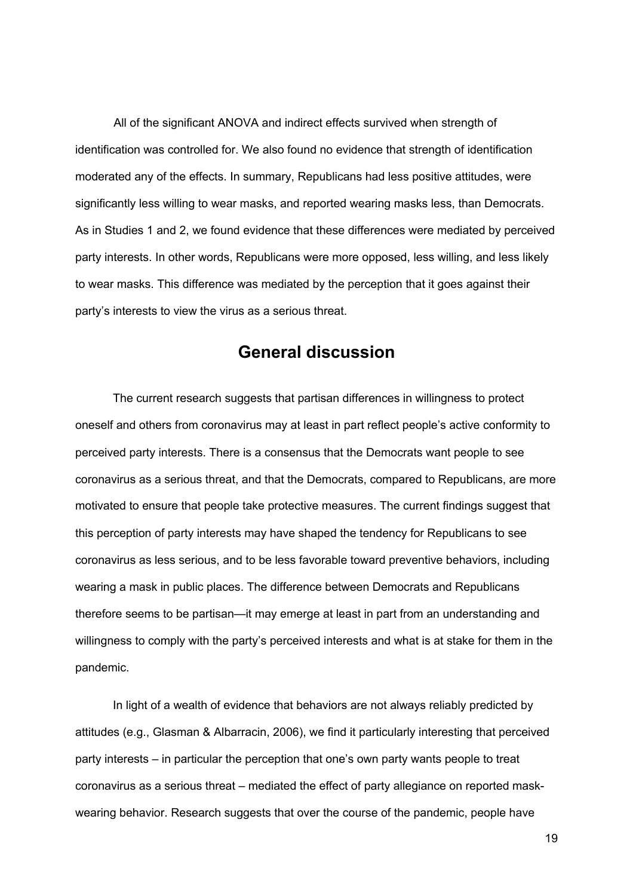All of the significant ANOVA and indirect effects survived when strength of identification was controlled for. We also found no evidence that strength of identification moderated any of the effects. In summary, Republicans had less positive attitudes, were significantly less willing to wear masks, and reported wearing masks less, than Democrats. As in Studies 1 and 2, we found evidence that these differences were mediated by perceived party interests. In other words, Republicans were more opposed, less willing, and less likely to wear masks. This difference was mediated by the perception that it goes against their party's interests to view the virus as a serious threat.

## General discussion

The current research suggests that partisan differences in willingness to protect oneself and others from coronavirus may at least in part reflect people's active conformity to perceived party interests. There is a consensus that the Democrats want people to see coronavirus as a serious threat, and that the Democrats, compared to Republicans, are more motivated to ensure that people take protective measures. The current findings suggest that this perception of party interests may have shaped the tendency for Republicans to see coronavirus as less serious, and to be less favorable toward preventive behaviors, including wearing a mask in public places. The difference between Democrats and Republicans therefore seems to be partisan—it may emerge at least in part from an understanding and willingness to comply with the party's perceived interests and what is at stake for them in the pandemic.

In light of a wealth of evidence that behaviors are not always reliably predicted by attitudes (e.g., Glasman & Albarracin, 2006), we find it particularly interesting that perceived party interests – in particular the perception that one's own party wants people to treat coronavirus as a serious threat – mediated the effect of party allegiance on reported mask-wearing behavior. Research suggests that over the course of the pandemic, people have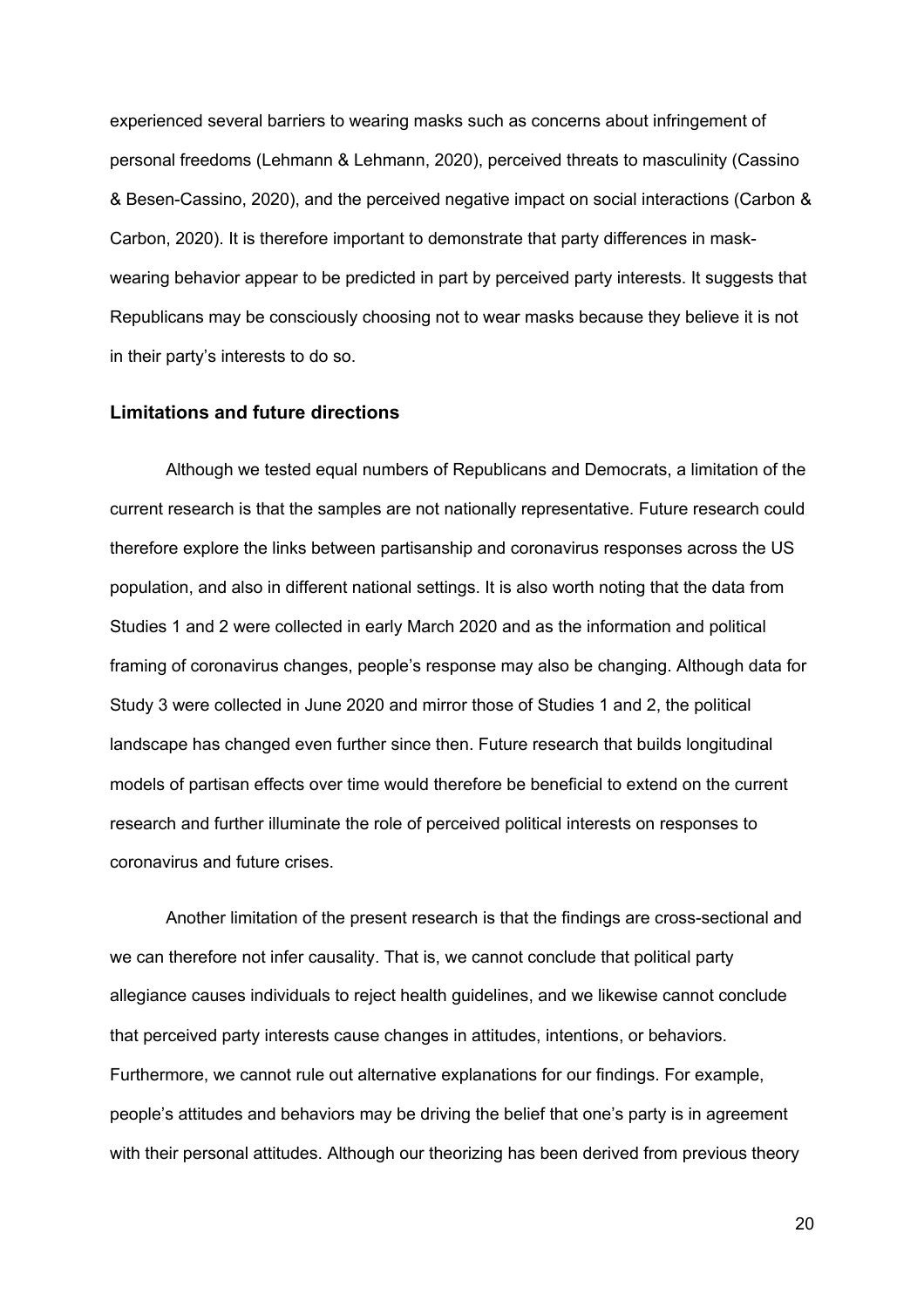experienced several barriers to wearing masks such as concerns about infringement of personal freedoms (Lehmann & Lehmann, 2020), perceived threats to masculinity (Cassino & Besen-Cassino, 2020), and the perceived negative impact on social interactions (Carbon & Carbon, 2020). It is therefore important to demonstrate that party differences in mask-wearing behavior appear to be predicted in part by perceived party interests. It suggests that Republicans may be consciously choosing not to wear masks because they believe it is not in their party's interests to do so.

### Limitations and future directions

Although we tested equal numbers of Republicans and Democrats, a limitation of the current research is that the samples are not nationally representative. Future research could therefore explore the links between partisanship and coronavirus responses across the US population, and also in different national settings. It is also worth noting that the data from Studies 1 and 2 were collected in early March 2020 and as the information and political framing of coronavirus changes, people's response may also be changing. Although data for Study 3 were collected in June 2020 and mirror those of Studies 1 and 2, the political landscape has changed even further since then. Future research that builds longitudinal models of partisan effects over time would therefore be beneficial to extend on the current research and further illuminate the role of perceived political interests on responses to coronavirus and future crises.

Another limitation of the present research is that the findings are cross-sectional and we can therefore not infer causality. That is, we cannot conclude that political party allegiance causes individuals to reject health guidelines, and we likewise cannot conclude that perceived party interests cause changes in attitudes, intentions, or behaviors. Furthermore, we cannot rule out alternative explanations for our findings. For example, people's attitudes and behaviors may be driving the belief that one's party is in agreement with their personal attitudes. Although our theorizing has been derived from previous theory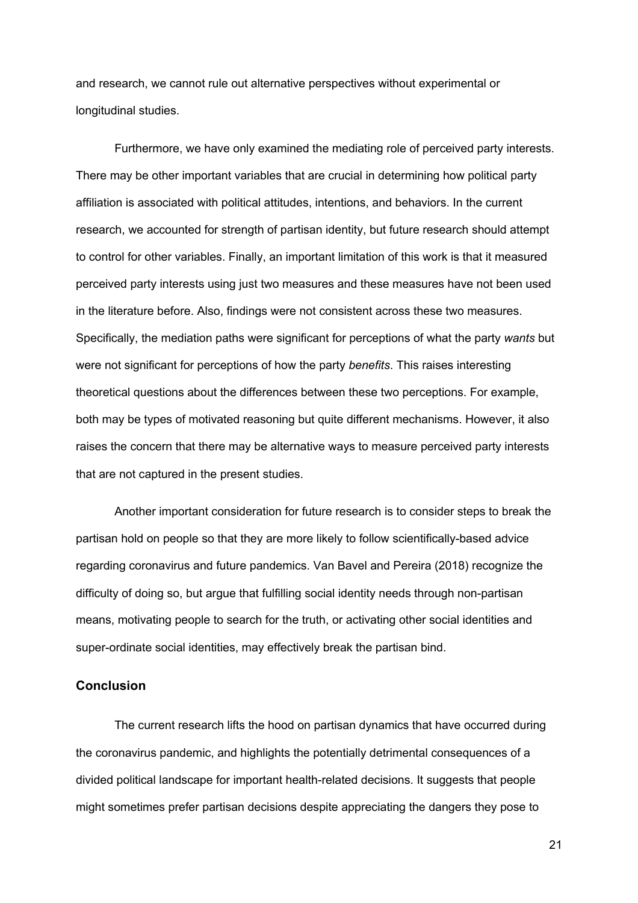and research, we cannot rule out alternative perspectives without experimental or longitudinal studies.

Furthermore, we have only examined the mediating role of perceived party interests. There may be other important variables that are crucial in determining how political party affiliation is associated with political attitudes, intentions, and behaviors. In the current research, we accounted for strength of partisan identity, but future research should attempt to control for other variables. Finally, an important limitation of this work is that it measured perceived party interests using just two measures and these measures have not been used in the literature before. Also, findings were not consistent across these two measures. Specifically, the mediation paths were significant for perceptions of what the party *wants* but were not significant for perceptions of how the party *benefits*. This raises interesting theoretical questions about the differences between these two perceptions. For example, both may be types of motivated reasoning but quite different mechanisms. However, it also raises the concern that there may be alternative ways to measure perceived party interests that are not captured in the present studies.

Another important consideration for future research is to consider steps to break the partisan hold on people so that they are more likely to follow scientifically-based advice regarding coronavirus and future pandemics. Van Bavel and Pereira (2018) recognize the difficulty of doing so, but argue that fulfilling social identity needs through non-partisan means, motivating people to search for the truth, or activating other social identities and super-ordinate social identities, may effectively break the partisan bind.

## Conclusion

The current research lifts the hood on partisan dynamics that have occurred during the coronavirus pandemic, and highlights the potentially detrimental consequences of a divided political landscape for important health-related decisions. It suggests that people might sometimes prefer partisan decisions despite appreciating the dangers they pose to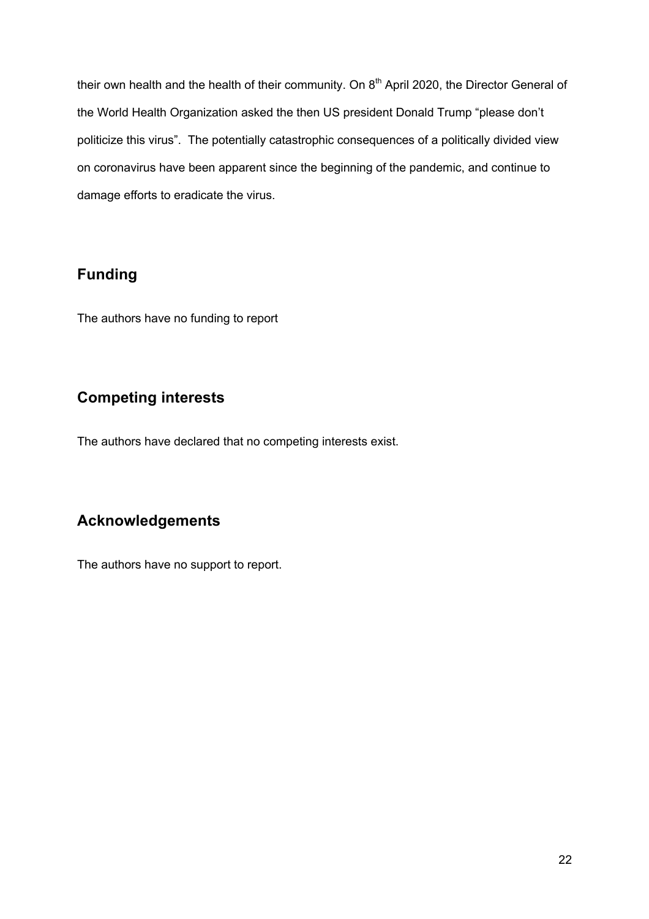their own health and the health of their community. On 8th April 2020, the Director General of the World Health Organization asked the then US president Donald Trump “please don’t politicize this virus”. The potentially catastrophic consequences of a politically divided view on coronavirus have been apparent since the beginning of the pandemic, and continue to damage efforts to eradicate the virus.

## Funding

The authors have no funding to report

## Competing interests

The authors have declared that no competing interests exist.

## Acknowledgements

The authors have no support to report.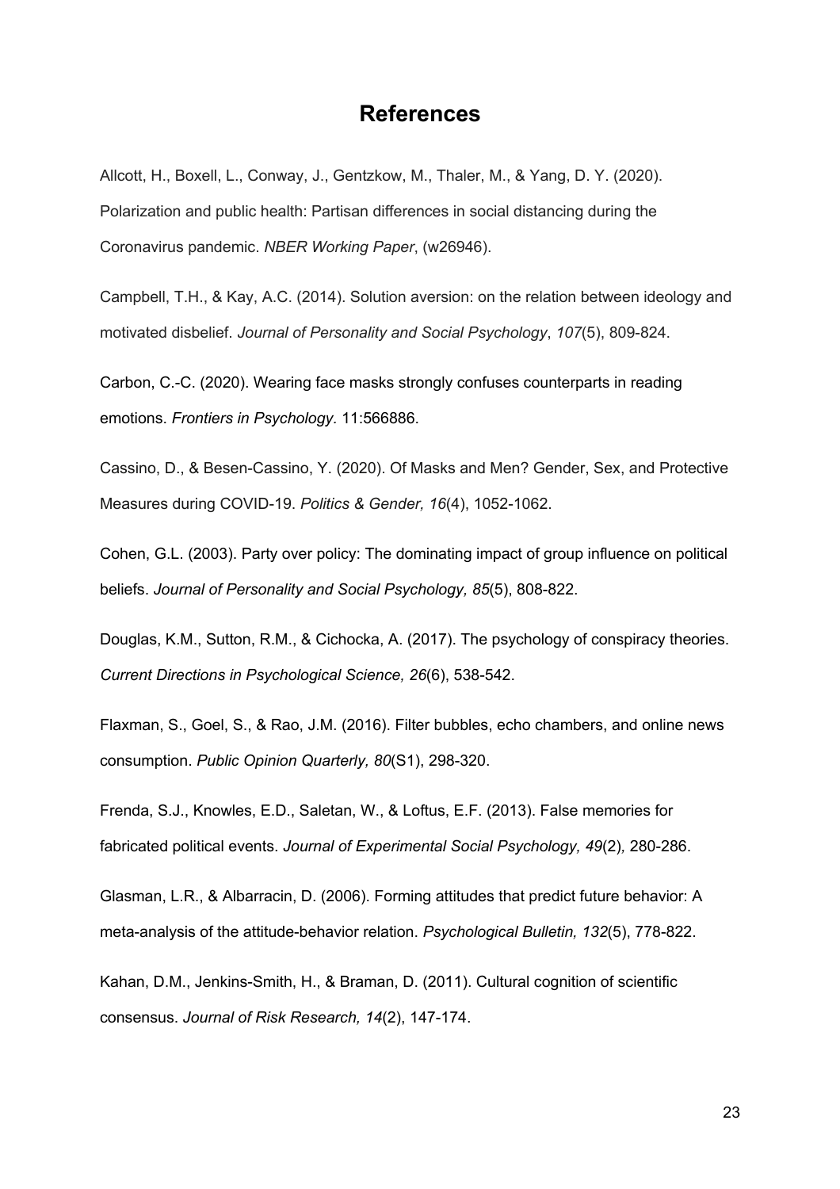# References

Allcott, H., Boxell, L., Conway, J., Gentzkow, M., Thaler, M., & Yang, D. Y. (2020). Polarization and public health: Partisan differences in social distancing during the Coronavirus pandemic. *NBER Working Paper*, (w26946).

Campbell, T.H., & Kay, A.C. (2014). Solution aversion: on the relation between ideology and motivated disbelief. *Journal of Personality and Social Psychology*, *107*(5), 809-824.

Carbon, C.-C. (2020). Wearing face masks strongly confuses counterparts in reading emotions. *Frontiers in Psychology.* 11:566886.

Cassino, D., & Besen-Cassino, Y. (2020). Of Masks and Men? Gender, Sex, and Protective Measures during COVID-19. *Politics & Gender, 16*(4), 1052-1062.

Cohen, G.L. (2003). Party over policy: The dominating impact of group influence on political beliefs. *Journal of Personality and Social Psychology, 85*(5), 808-822.

Douglas, K.M., Sutton, R.M., & Cichocka, A. (2017). The psychology of conspiracy theories. *Current Directions in Psychological Science, 26*(6), 538-542.

Flaxman, S., Goel, S., & Rao, J.M. (2016). Filter bubbles, echo chambers, and online news consumption. *Public Opinion Quarterly, 80*(S1), 298-320.

Frenda, S.J., Knowles, E.D., Saletan, W., & Loftus, E.F. (2013). False memories for fabricated political events. *Journal of Experimental Social Psychology, 49*(2)*,* 280-286.

Glasman, L.R., & Albarracin, D. (2006). Forming attitudes that predict future behavior: A meta-analysis of the attitude-behavior relation. *Psychological Bulletin, 132*(5), 778-822.

Kahan, D.M., Jenkins-Smith, H., & Braman, D. (2011). Cultural cognition of scientific consensus. *Journal of Risk Research, 14*(2), 147-174.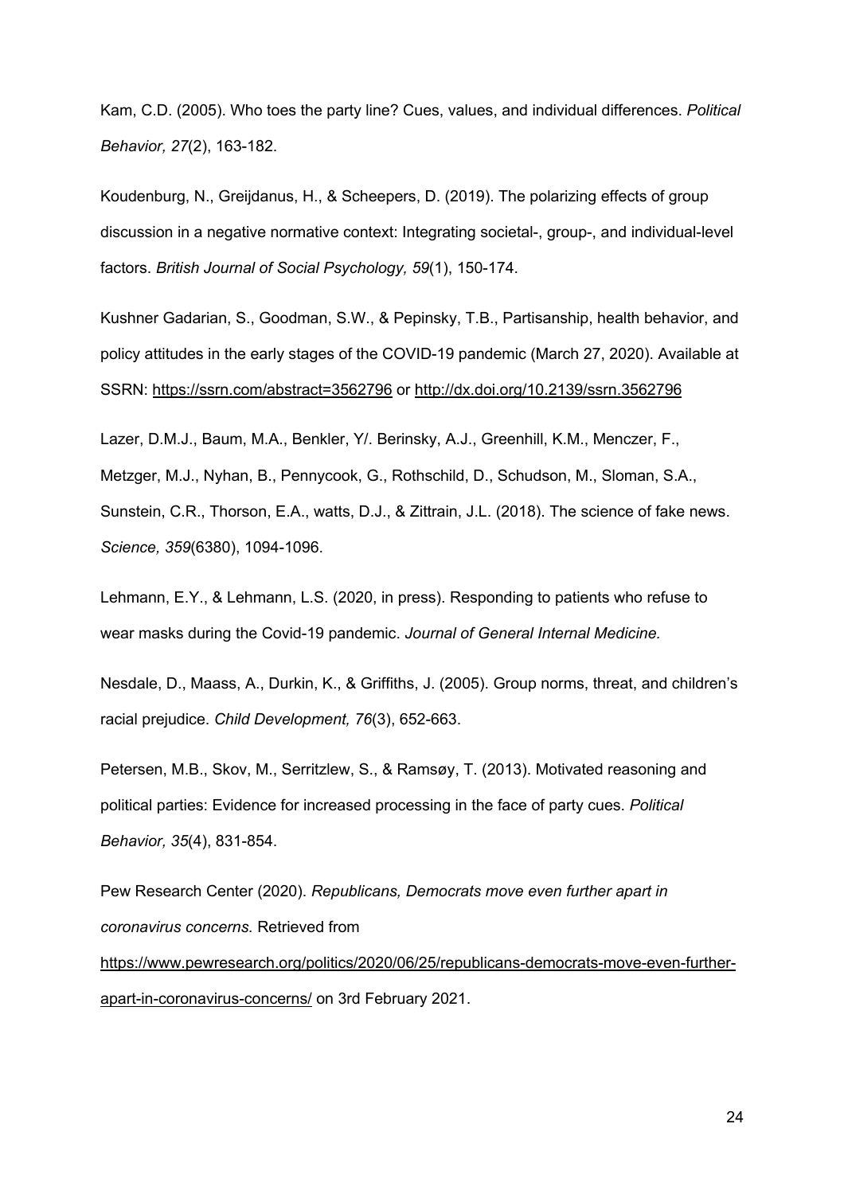Kam, C.D. (2005). Who toes the party line? Cues, values, and individual differences. *Political Behavior, 27*(2), 163-182.

Koudenburg, N., Greijdanus, H., & Scheepers, D. (2019). The polarizing effects of group discussion in a negative normative context: Integrating societal-, group-, and individual-level factors. *British Journal of Social Psychology, 59*(1), 150-174.

Kushner Gadarian, S., Goodman, S.W., & Pepinsky, T.B., Partisanship, health behavior, and policy attitudes in the early stages of the COVID-19 pandemic (March 27, 2020). Available at SSRN: https://ssrn.com/abstract=3562796 or http://dx.doi.org/10.2139/ssrn.3562796

Lazer, D.M.J., Baum, M.A., Benkler, Y/. Berinsky, A.J., Greenhill, K.M., Menczer, F., Metzger, M.J., Nyhan, B., Pennycook, G., Rothschild, D., Schudson, M., Sloman, S.A., Sunstein, C.R., Thorson, E.A., watts, D.J., & Zittrain, J.L. (2018). The science of fake news. *Science, 359*(6380), 1094-1096.

Lehmann, E.Y., & Lehmann, L.S. (2020, in press). Responding to patients who refuse to wear masks during the Covid-19 pandemic. *Journal of General Internal Medicine.*

Nesdale, D., Maass, A., Durkin, K., & Griffiths, J. (2005). Group norms, threat, and children's racial prejudice. *Child Development, 76*(3), 652-663.

Petersen, M.B., Skov, M., Serritzlew, S., & Ramsøy, T. (2013). Motivated reasoning and political parties: Evidence for increased processing in the face of party cues. *Political Behavior, 35*(4), 831-854.

Pew Research Center (2020). *Republicans, Democrats move even further apart in coronavirus concerns.* Retrieved from https://www.pewresearch.org/politics/2020/06/25/republicans-democrats-move-even-further-apart-in-coronavirus-concerns/ on 3rd February 2021.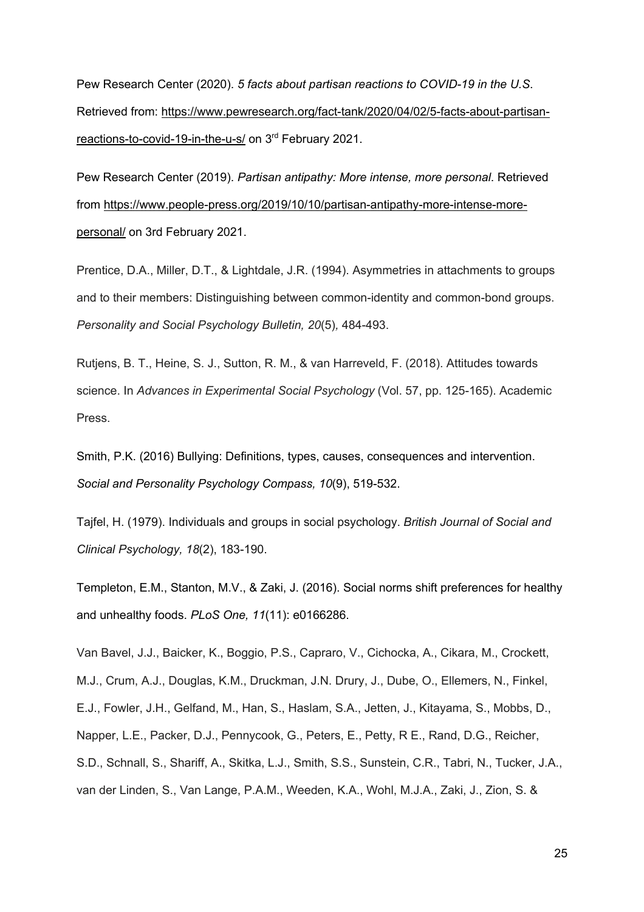Pew Research Center (2020). *5 facts about partisan reactions to COVID-19 in the U.S*. Retrieved from: https://www.pewresearch.org/fact-tank/2020/04/02/5-facts-about-partisan-reactions-to-covid-19-in-the-u-s/ on 3rd February 2021.

Pew Research Center (2019). *Partisan antipathy: More intense, more personal*. Retrieved from https://www.people-press.org/2019/10/10/partisan-antipathy-more-intense-more-personal/ on 3rd February 2021.

Prentice, D.A., Miller, D.T., & Lightdale, J.R. (1994). Asymmetries in attachments to groups and to their members: Distinguishing between common-identity and common-bond groups. *Personality and Social Psychology Bulletin, 20*(5)*,* 484-493.

Rutjens, B. T., Heine, S. J., Sutton, R. M., & van Harreveld, F. (2018). Attitudes towards science. In *Advances in Experimental Social Psychology* (Vol. 57, pp. 125-165). Academic Press.

Smith, P.K. (2016) Bullying: Definitions, types, causes, consequences and intervention. *Social and Personality Psychology Compass, 10*(9), 519-532.

Tajfel, H. (1979). Individuals and groups in social psychology. *British Journal of Social and Clinical Psychology, 18*(2), 183-190.

Templeton, E.M., Stanton, M.V., & Zaki, J. (2016). Social norms shift preferences for healthy and unhealthy foods. *PLoS One, 11*(11): e0166286.

Van Bavel, J.J., Baicker, K., Boggio, P.S., Capraro, V., Cichocka, A., Cikara, M., Crockett, M.J., Crum, A.J., Douglas, K.M., Druckman, J.N. Drury, J., Dube, O., Ellemers, N., Finkel, E.J., Fowler, J.H., Gelfand, M., Han, S., Haslam, S.A., Jetten, J., Kitayama, S., Mobbs, D., Napper, L.E., Packer, D.J., Pennycook, G., Peters, E., Petty, R E., Rand, D.G., Reicher, S.D., Schnall, S., Shariff, A., Skitka, L.J., Smith, S.S., Sunstein, C.R., Tabri, N., Tucker, J.A., van der Linden, S., Van Lange, P.A.M., Weeden, K.A., Wohl, M.J.A., Zaki, J., Zion, S. &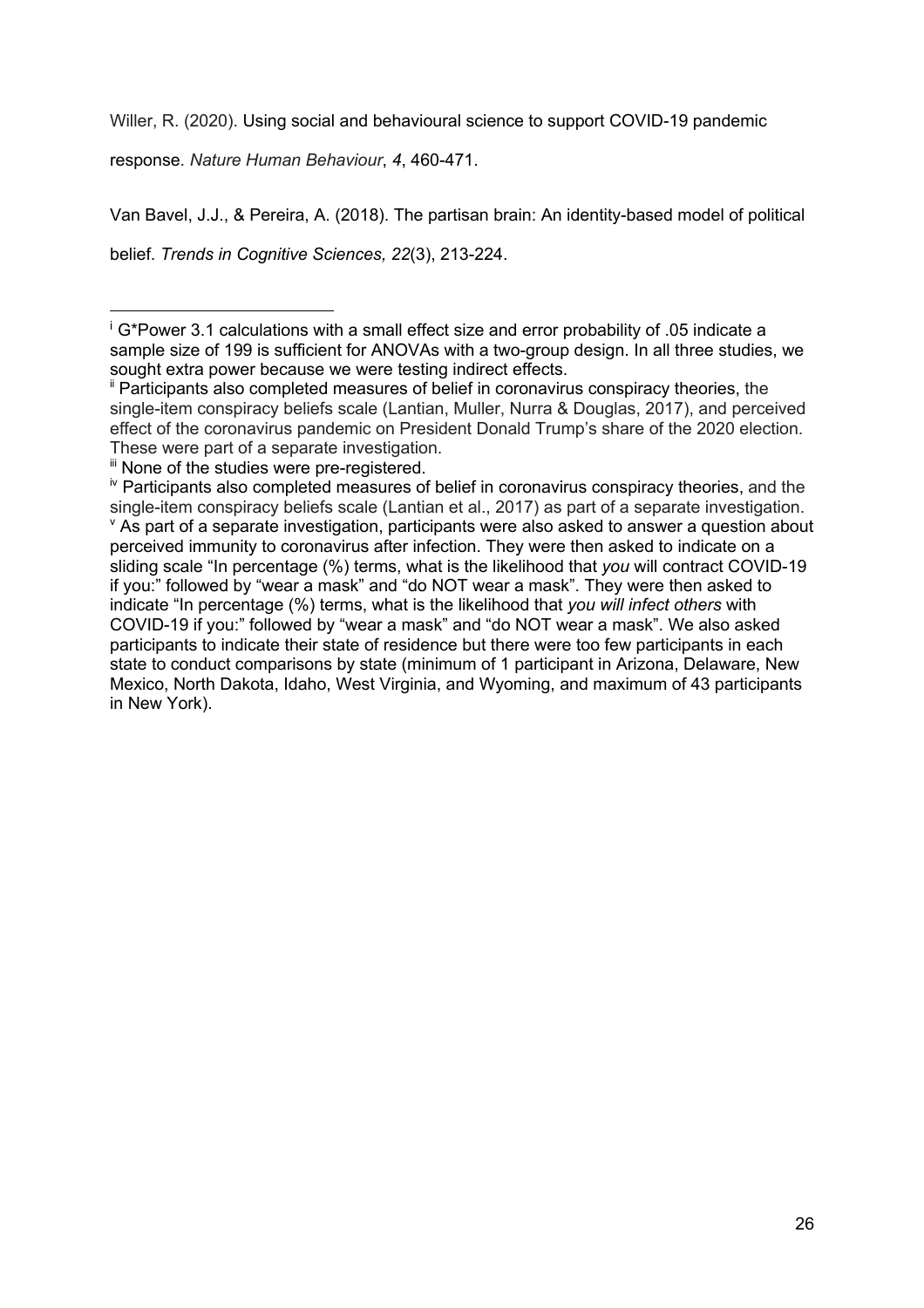Willer, R. (2020). Using social and behavioural science to support COVID-19 pandemic response. *Nature Human Behaviour*, *4*, 460-471.

Van Bavel, J.J., & Pereira, A. (2018). The partisan brain: An identity-based model of political belief. *Trends in Cognitive Sciences, 22*(3), 213-224.

---

[i] G*Power 3.1 calculations with a small effect size and error probability of .05 indicate a sample size of 199 is sufficient for ANOVAs with a two-group design. In all three studies, we sought extra power because we were testing indirect effects.

[ii] Participants also completed measures of belief in coronavirus conspiracy theories, the single-item conspiracy beliefs scale (Lantian, Muller, Nurra & Douglas, 2017), and perceived effect of the coronavirus pandemic on President Donald Trump's share of the 2020 election. These were part of a separate investigation.

[iii] None of the studies were pre-registered.

[iv] Participants also completed measures of belief in coronavirus conspiracy theories, and the single-item conspiracy beliefs scale (Lantian et al., 2017) as part of a separate investigation.

[v] As part of a separate investigation, participants were also asked to answer a question about perceived immunity to coronavirus after infection. They were then asked to indicate on a sliding scale "In percentage (%) terms, what is the likelihood that *you* will contract COVID-19 if you:" followed by "wear a mask" and "do NOT wear a mask". They were then asked to indicate "In percentage (%) terms, what is the likelihood that *you will infect others* with COVID-19 if you:" followed by "wear a mask" and "do NOT wear a mask". We also asked participants to indicate their state of residence but there were too few participants in each state to conduct comparisons by state (minimum of 1 participant in Arizona, Delaware, New Mexico, North Dakota, Idaho, West Virginia, and Wyoming, and maximum of 43 participants in New York).